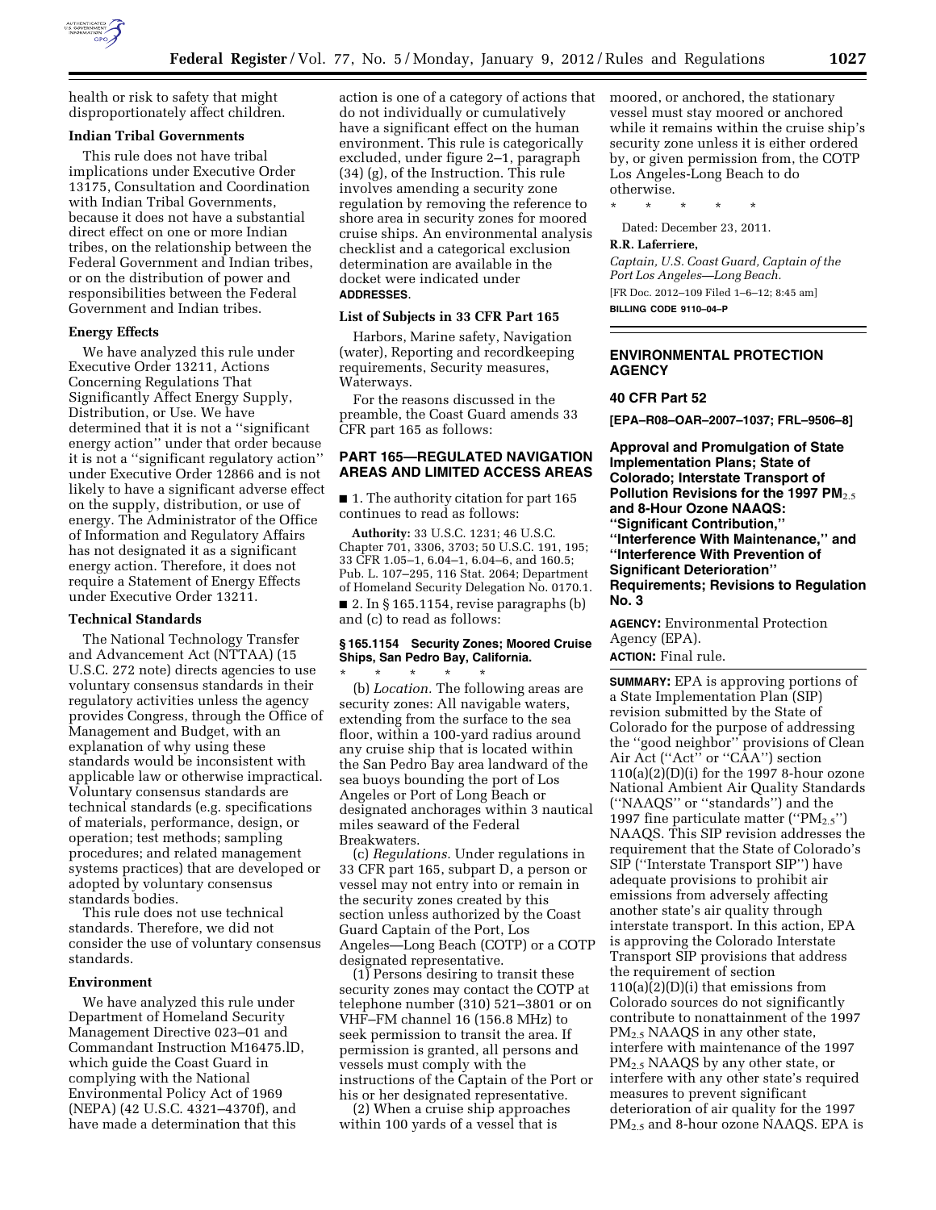health or risk to safety that might disproportionately affect children.

### Indian Tribal Governments

This rule does not have tribal implications under Executive Order 13175, Consultation and Coordination with Indian Tribal Governments, because it does not have a substantial direct effect on one or more Indian tribes, on the relationship between the Federal Government and Indian tribes, or on the distribution of power and responsibilities between the Federal Government and Indian tribes.

### Energy Effects

We have analyzed this rule under Executive Order 13211, Actions Concerning Regulations That Significantly Affect Energy Supply, Distribution, or Use. We have determined that it is not a "significant energy action" under that order because it is not a "significant regulatory action" under Executive Order 12866 and is not likely to have a significant adverse effect on the supply, distribution, or use of energy. The Administrator of the Office of Information and Regulatory Affairs has not designated it as a significant energy action. Therefore, it does not require a Statement of Energy Effects under Executive Order 13211.

### Technical Standards

The National Technology Transfer and Advancement Act (NTTAA) (15 U.S.C. 272 note) directs agencies to use voluntary consensus standards in their regulatory activities unless the agency provides Congress, through the Office of Management and Budget, with an explanation of why using these standards would be inconsistent with applicable law or otherwise impractical. Voluntary consensus standards are technical standards (e.g. specifications of materials, performance, design, or operation; test methods; sampling procedures; and related management systems practices) that are developed or adopted by voluntary consensus standards bodies.

This rule does not use technical standards. Therefore, we did not consider the use of voluntary consensus standards.

### Environment

We have analyzed this rule under Department of Homeland Security Management Directive 023–01 and Commandant Instruction M16475.lD, which guide the Coast Guard in complying with the National Environmental Policy Act of 1969 (NEPA) (42 U.S.C. 4321–4370f), and have made a determination that this action is one of a category of actions that do not individually or cumulatively have a significant effect on the human environment. This rule is categorically excluded, under figure 2–1, paragraph (34) (g), of the Instruction. This rule involves amending a security zone regulation by removing the reference to shore area in security zones for moored cruise ships. An environmental analysis checklist and a categorical exclusion determination are available in the docket were indicated under **ADDRESSES**.

### List of Subjects in 33 CFR Part 165

Harbors, Marine safety, Navigation (water), Reporting and recordkeeping requirements, Security measures, Waterways.

For the reasons discussed in the preamble, the Coast Guard amends 33 CFR part 165 as follows:

## PART 165—REGULATED NAVIGATION AREAS AND LIMITED ACCESS AREAS

■ 1. The authority citation for part 165 continues to read as follows:

**Authority:** 33 U.S.C. 1231; 46 U.S.C. Chapter 701, 3306, 3703; 50 U.S.C. 191, 195; 33 CFR 1.05–1, 6.04–1, 6.04–6, and 160.5; Pub. L. 107–295, 116 Stat. 2064; Department of Homeland Security Delegation No. 0170.1.

■ 2. In § 165.1154, revise paragraphs (b) and (c) to read as follows:

#### § 165.1154 Security Zones; Moored Cruise Ships, San Pedro Bay, California.

\* \* \* \* \*

(b) *Location.* The following areas are security zones: All navigable waters, extending from the surface to the sea floor, within a 100-yard radius around any cruise ship that is located within the San Pedro Bay area landward of the sea buoys bounding the port of Los Angeles or Port of Long Beach or designated anchorages within 3 nautical miles seaward of the Federal Breakwaters.

(c) *Regulations.* Under regulations in 33 CFR part 165, subpart D, a person or vessel may not entry into or remain in the security zones created by this section unless authorized by the Coast Guard Captain of the Port, Los Angeles—Long Beach (COTP) or a COTP designated representative.

(1) Persons desiring to transit these security zones may contact the COTP at telephone number (310) 521–3801 or on VHF–FM channel 16 (156.8 MHz) to seek permission to transit the area. If permission is granted, all persons and vessels must comply with the instructions of the Captain of the Port or his or her designated representative.

(2) When a cruise ship approaches within 100 yards of a vessel that is moored, or anchored, the stationary vessel must stay moored or anchored while it remains within the cruise ship's security zone unless it is either ordered by, or given permission from, the COTP Los Angeles-Long Beach to do otherwise.

\* \* \* \* \*

Dated: December 23, 2011.

**R.R. Laferriere,**

*Captain, U.S. Coast Guard, Captain of the Port Los Angeles—Long Beach.*

[FR Doc. 2012–109 Filed 1–6–12; 8:45 am]

**BILLING CODE 9110–04–P**

---

## ENVIRONMENTAL PROTECTION AGENCY

### 40 CFR Part 52

**[EPA–R08–OAR–2007–1037; FRL–9506–8]**

### Approval and Promulgation of State Implementation Plans; State of Colorado; Interstate Transport of Pollution Revisions for the 1997 $PM_{2.5}$ and 8-Hour Ozone NAAQS: "Significant Contribution," "Interference With Maintenance," and "Interference With Prevention of Significant Deterioration" Requirements; Revisions to Regulation No. 3

**AGENCY:** Environmental Protection Agency (EPA).

**ACTION:** Final rule.

**SUMMARY:** EPA is approving portions of a State Implementation Plan (SIP) revision submitted by the State of Colorado for the purpose of addressing the "good neighbor" provisions of Clean Air Act ("Act" or "CAA") section 110(a)(2)(D)(i) for the 1997 8-hour ozone National Ambient Air Quality Standards ("NAAQS" or "standards") and the 1997 fine particulate matter ("$PM_{2.5}$") NAAQS. This SIP revision addresses the requirement that the State of Colorado's SIP ("Interstate Transport SIP") have adequate provisions to prohibit air emissions from adversely affecting another state's air quality through interstate transport. In this action, EPA is approving the Colorado Interstate Transport SIP provisions that address the requirement of section 110(a)(2)(D)(i) that emissions from Colorado sources do not significantly contribute to nonattainment of the 1997 $PM_{2.5}$ NAAQS in any other state, interfere with maintenance of the 1997 $PM_{2.5}$ NAAQS by any other state, or interfere with any other state's required measures to prevent significant deterioration of air quality for the 1997 $PM_{2.5}$ and 8-hour ozone NAAQS. EPA is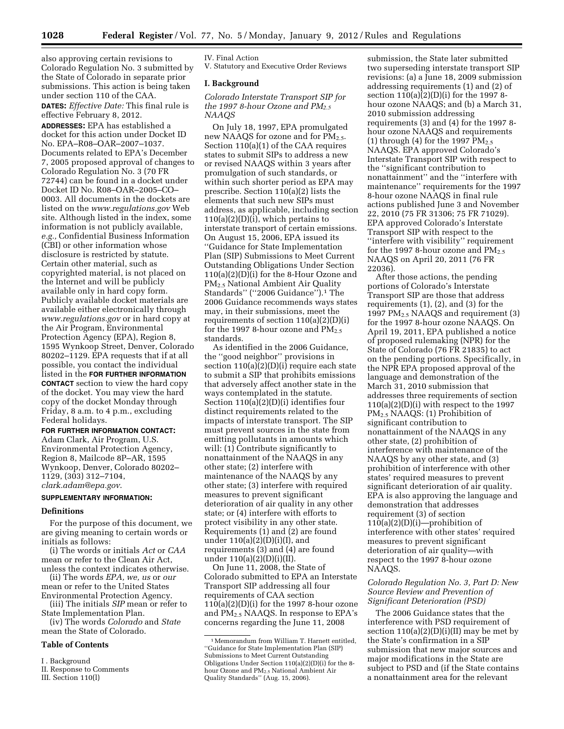also approving certain revisions to Colorado Regulation No. 3 submitted by the State of Colorado in separate prior submissions. This action is being taken under section 110 of the CAA.

**DATES:** *Effective Date:* This final rule is effective February 8, 2012.

**ADDRESSES:** EPA has established a docket for this action under Docket ID No. EPA–R08–OAR–2007–1037. Documents related to EPA's December 7, 2005 proposed approval of changes to Colorado Regulation No. 3 (70 FR 72744) can be found in a docket under Docket ID No. R08–OAR–2005–CO–0003. All documents in the dockets are listed on the *www.regulations.gov* Web site. Although listed in the index, some information is not publicly available, *e.g.,* Confidential Business Information (CBI) or other information whose disclosure is restricted by statute. Certain other material, such as copyrighted material, is not placed on the Internet and will be publicly available only in hard copy form. Publicly available docket materials are available either electronically through *www.regulations.gov* or in hard copy at the Air Program, Environmental Protection Agency (EPA), Region 8, 1595 Wynkoop Street, Denver, Colorado 80202–1129. EPA requests that if at all possible, you contact the individual listed in the **FOR FURTHER INFORMATION CONTACT** section to view the hard copy of the docket. You may view the hard copy of the docket Monday through Friday, 8 a.m. to 4 p.m., excluding Federal holidays.

**FOR FURTHER INFORMATION CONTACT:** Adam Clark, Air Program, U.S. Environmental Protection Agency, Region 8, Mailcode 8P–AR, 1595 Wynkoop, Denver, Colorado 80202–1129, (303) 312–7104, *clark.adam@epa.gov.*

**SUPPLEMENTARY INFORMATION:**

## Definitions

For the purpose of this document, we are giving meaning to certain words or initials as follows:

(i) The words or initials *Act* or *CAA* mean or refer to the Clean Air Act, unless the context indicates otherwise.

(ii) The words *EPA, we, us* or *our* mean or refer to the United States Environmental Protection Agency.

(iii) The initials *SIP* mean or refer to State Implementation Plan.

(iv) The words *Colorado* and *State* mean the State of Colorado.

## Table of Contents

I. Background
II. Response to Comments
III. Section 110(l)
IV. Final Action
V. Statutory and Executive Order Reviews

## I. Background

### *Colorado Interstate Transport SIP for the 1997 8-hour Ozone and $PM_{2.5}$ NAAQS*

On July 18, 1997, EPA promulgated new NAAQS for ozone and for $PM_{2.5}$. Section 110(a)(1) of the CAA requires states to submit SIPs to address a new or revised NAAQS within 3 years after promulgation of such standards, or within such shorter period as EPA may prescribe. Section 110(a)(2) lists the elements that such new SIPs must address, as applicable, including section 110(a)(2)(D)(i), which pertains to interstate transport of certain emissions. On August 15, 2006, EPA issued its ''Guidance for State Implementation Plan (SIP) Submissions to Meet Current Outstanding Obligations Under Section 110(a)(2)(D)(i) for the 8-Hour Ozone and $PM_{2.5}$ National Ambient Air Quality Standards'' (''2006 Guidance'').[1] The 2006 Guidance recommends ways states may, in their submissions, meet the requirements of section 110(a)(2)(D)(i) for the 1997 8-hour ozone and $PM_{2.5}$ standards.

As identified in the 2006 Guidance, the ''good neighbor'' provisions in section 110(a)(2)(D)(i) require each state to submit a SIP that prohibits emissions that adversely affect another state in the ways contemplated in the statute. Section 110(a)(2)(D)(i) identifies four distinct requirements related to the impacts of interstate transport. The SIP must prevent sources in the state from emitting pollutants in amounts which will: (1) Contribute significantly to nonattainment of the NAAQS in any other state; (2) interfere with maintenance of the NAAQS by any other state; (3) interfere with required measures to prevent significant deterioration of air quality in any other state; or (4) interfere with efforts to protect visibility in any other state. Requirements (1) and (2) are found under 110(a)(2)(D)(i)(I), and requirements (3) and (4) are found under 110(a)(2)(D)(i)(II).

On June 11, 2008, the State of Colorado submitted to EPA an Interstate Transport SIP addressing all four requirements of CAA section 110(a)(2)(D)(i) for the 1997 8-hour ozone and $PM_{2.5}$ NAAQS. In response to EPA's concerns regarding the June 11, 2008 submission, the State later submitted two superseding interstate transport SIP revisions: (a) a June 18, 2009 submission addressing requirements (1) and (2) of section 110(a)(2)(D)(i) for the 1997 8-hour ozone NAAQS; and (b) a March 31, 2010 submission addressing requirements (3) and (4) for the 1997 8-hour ozone NAAQS and requirements (1) through (4) for the 1997 $PM_{2.5}$ NAAQS. EPA approved Colorado's Interstate Transport SIP with respect to the ''significant contribution to nonattainment'' and the ''interfere with maintenance'' requirements for the 1997 8-hour ozone NAAQS in final rule actions published June 3 and November 22, 2010 (75 FR 31306; 75 FR 71029). EPA approved Colorado's Interstate Transport SIP with respect to the ''interfere with visibility'' requirement for the 1997 8-hour ozone and $PM_{2.5}$ NAAQS on April 20, 2011 (76 FR 22036).

After those actions, the pending portions of Colorado's Interstate Transport SIP are those that address requirements (1), (2), and (3) for the 1997 $PM_{2.5}$ NAAQS and requirement (3) for the 1997 8-hour ozone NAAQS. On April 19, 2011, EPA published a notice of proposed rulemaking (NPR) for the State of Colorado (76 FR 21835) to act on the pending portions. Specifically, in the NPR EPA proposed approval of the language and demonstration of the March 31, 2010 submission that addresses three requirements of section 110(a)(2)(D)(i) with respect to the 1997 $PM_{2.5}$ NAAQS: (1) Prohibition of significant contribution to nonattainment of the NAAQS in any other state, (2) prohibition of interference with maintenance of the NAAQS by any other state, and (3) prohibition of interference with other states' required measures to prevent significant deterioration of air quality. EPA is also approving the language and demonstration that addresses requirement (3) of section 110(a)(2)(D)(i)—prohibition of interference with other states' required measures to prevent significant deterioration of air quality—with respect to the 1997 8-hour ozone NAAQS.

### *Colorado Regulation No. 3, Part D: New Source Review and Prevention of Significant Deterioration (PSD)*

The 2006 Guidance states that the interference with PSD requirement of section 110(a)(2)(D)(i)(II) may be met by the State's confirmation in a SIP submission that new major sources and major modifications in the State are subject to PSD and (if the State contains a nonattainment area for the relevant

[1] Memorandum from William T. Harnett entitled, ''Guidance for State Implementation Plan (SIP) Submissions to Meet Current Outstanding Obligations Under Section 110(a)(2)(D)(i) for the 8-hour Ozone and $PM_{2.5}$ National Ambient Air Quality Standards'' (Aug. 15, 2006).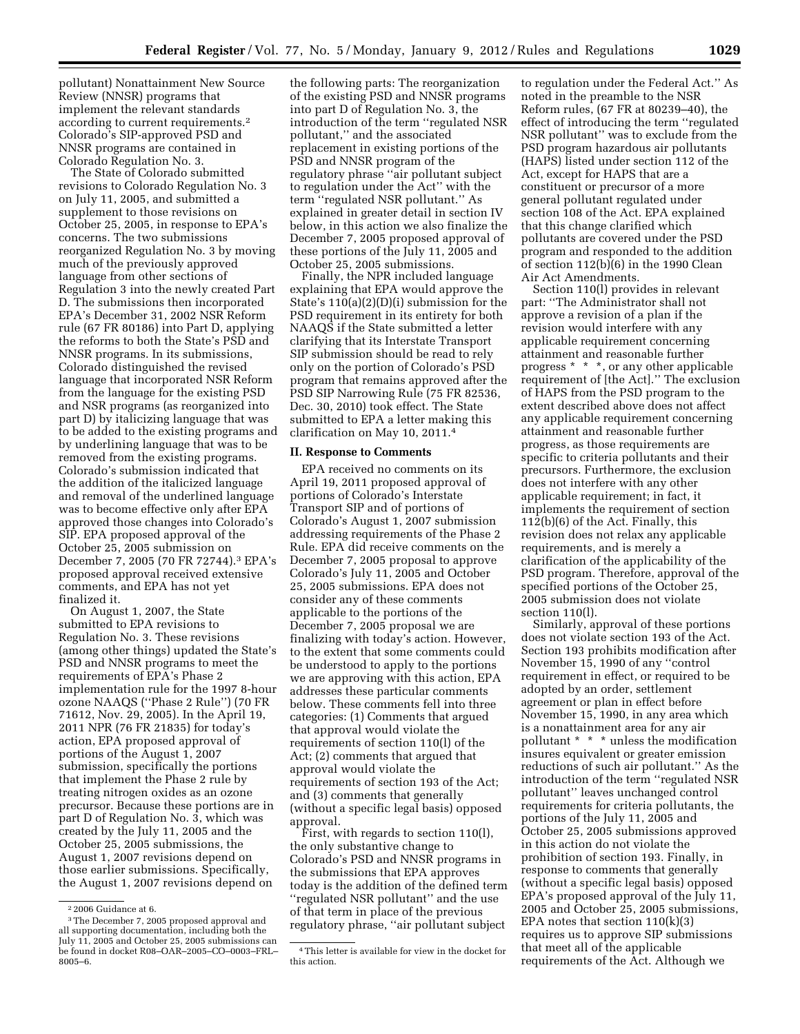pollutant) Nonattainment New Source Review (NNSR) programs that implement the relevant standards according to current requirements.[2] Colorado's SIP-approved PSD and NNSR programs are contained in Colorado Regulation No. 3.

The State of Colorado submitted revisions to Colorado Regulation No. 3 on July 11, 2005, and submitted a supplement to those revisions on October 25, 2005, in response to EPA's concerns. The two submissions reorganized Regulation No. 3 by moving much of the previously approved language from other sections of Regulation 3 into the newly created Part D. The submissions then incorporated EPA's December 31, 2002 NSR Reform rule (67 FR 80186) into Part D, applying the reforms to both the State's PSD and NNSR programs. In its submissions, Colorado distinguished the revised language that incorporated NSR Reform from the language for the existing PSD and NSR programs (as reorganized into part D) by italicizing language that was to be added to the existing programs and by underlining language that was to be removed from the existing programs. Colorado's submission indicated that the addition of the italicized language and removal of the underlined language was to become effective only after EPA approved those changes into Colorado's SIP. EPA proposed approval of the October 25, 2005 submission on December 7, 2005 (70 FR 72744).[3] EPA's proposed approval received extensive comments, and EPA has not yet finalized it.

On August 1, 2007, the State submitted to EPA revisions to Regulation No. 3. These revisions (among other things) updated the State's PSD and NNSR programs to meet the requirements of EPA's Phase 2 implementation rule for the 1997 8-hour ozone NAAQS ("Phase 2 Rule") (70 FR 71612, Nov. 29, 2005). In the April 19, 2011 NPR (76 FR 21835) for today's action, EPA proposed approval of portions of the August 1, 2007 submission, specifically the portions that implement the Phase 2 rule by treating nitrogen oxides as an ozone precursor. Because these portions are in part D of Regulation No. 3, which was created by the July 11, 2005 and the October 25, 2005 submissions, the August 1, 2007 revisions depend on those earlier submissions. Specifically, the August 1, 2007 revisions depend on the following parts: The reorganization of the existing PSD and NNSR programs into part D of Regulation No. 3, the introduction of the term "regulated NSR pollutant," and the associated replacement in existing portions of the PSD and NNSR program of the regulatory phrase "air pollutant subject to regulation under the Act" with the term "regulated NSR pollutant." As explained in greater detail in section IV below, in this action we also finalize the December 7, 2005 proposed approval of these portions of the July 11, 2005 and October 25, 2005 submissions.

Finally, the NPR included language explaining that EPA would approve the State's 110(a)(2)(D)(i) submission for the PSD requirement in its entirety for both NAAQS if the State submitted a letter clarifying that its Interstate Transport SIP submission should be read to rely only on the portion of Colorado's PSD program that remains approved after the PSD SIP Narrowing Rule (75 FR 82536, Dec. 30, 2010) took effect. The State submitted to EPA a letter making this clarification on May 10, 2011.[4]

## II. Response to Comments

EPA received no comments on its April 19, 2011 proposed approval of portions of Colorado's Interstate Transport SIP and of portions of Colorado's August 1, 2007 submission addressing requirements of the Phase 2 Rule. EPA did receive comments on the December 7, 2005 proposal to approve Colorado's July 11, 2005 and October 25, 2005 submissions. EPA does not consider any of these comments applicable to the portions of the December 7, 2005 proposal we are finalizing with today's action. However, to the extent that some comments could be understood to apply to the portions we are approving with this action, EPA addresses these particular comments below. These comments fell into three categories: (1) Comments that argued that approval would violate the requirements of section 110(l) of the Act; (2) comments that argued that approval would violate the requirements of section 193 of the Act; and (3) comments that generally (without a specific legal basis) opposed approval.

First, with regards to section 110(l), the only substantive change to Colorado's PSD and NNSR programs in the submissions that EPA approves today is the addition of the defined term "regulated NSR pollutant" and the use of that term in place of the previous regulatory phrase, "air pollutant subject to regulation under the Federal Act." As noted in the preamble to the NSR Reform rules, (67 FR at 80239–40), the effect of introducing the term "regulated NSR pollutant" was to exclude from the PSD program hazardous air pollutants (HAPS) listed under section 112 of the Act, except for HAPS that are a constituent or precursor of a more general pollutant regulated under section 108 of the Act. EPA explained that this change clarified which pollutants are covered under the PSD program and responded to the addition of section 112(b)(6) in the 1990 Clean Air Act Amendments.

Section 110(l) provides in relevant part: "The Administrator shall not approve a revision of a plan if the revision would interfere with any applicable requirement concerning attainment and reasonable further progress * * *, or any other applicable requirement of [the Act]." The exclusion of HAPS from the PSD program to the extent described above does not affect any applicable requirement concerning attainment and reasonable further progress, as those requirements are specific to criteria pollutants and their precursors. Furthermore, the exclusion does not interfere with any other applicable requirement; in fact, it implements the requirement of section 112(b)(6) of the Act. Finally, this revision does not relax any applicable requirements, and is merely a clarification of the applicability of the PSD program. Therefore, approval of the specified portions of the October 25, 2005 submission does not violate section 110(l).

Similarly, approval of these portions does not violate section 193 of the Act. Section 193 prohibits modification after November 15, 1990 of any "control requirement in effect, or required to be adopted by an order, settlement agreement or plan in effect before November 15, 1990, in any area which is a nonattainment area for any air pollutant * * * unless the modification insures equivalent or greater emission reductions of such air pollutant." As the introduction of the term "regulated NSR pollutant" leaves unchanged control requirements for criteria pollutants, the portions of the July 11, 2005 and October 25, 2005 submissions approved in this action do not violate the prohibition of section 193. Finally, in response to comments that generally (without a specific legal basis) opposed EPA's proposed approval of the July 11, 2005 and October 25, 2005 submissions, EPA notes that section 110(k)(3) requires us to approve SIP submissions that meet all of the applicable requirements of the Act. Although we

---

[2] 2006 Guidance at 6.

[3] The December 7, 2005 proposed approval and all supporting documentation, including both the July 11, 2005 and October 25, 2005 submissions can be found in docket R08–OAR–2005–CO–0003–FRL–8005–6.

[4] This letter is available for view in the docket for this action.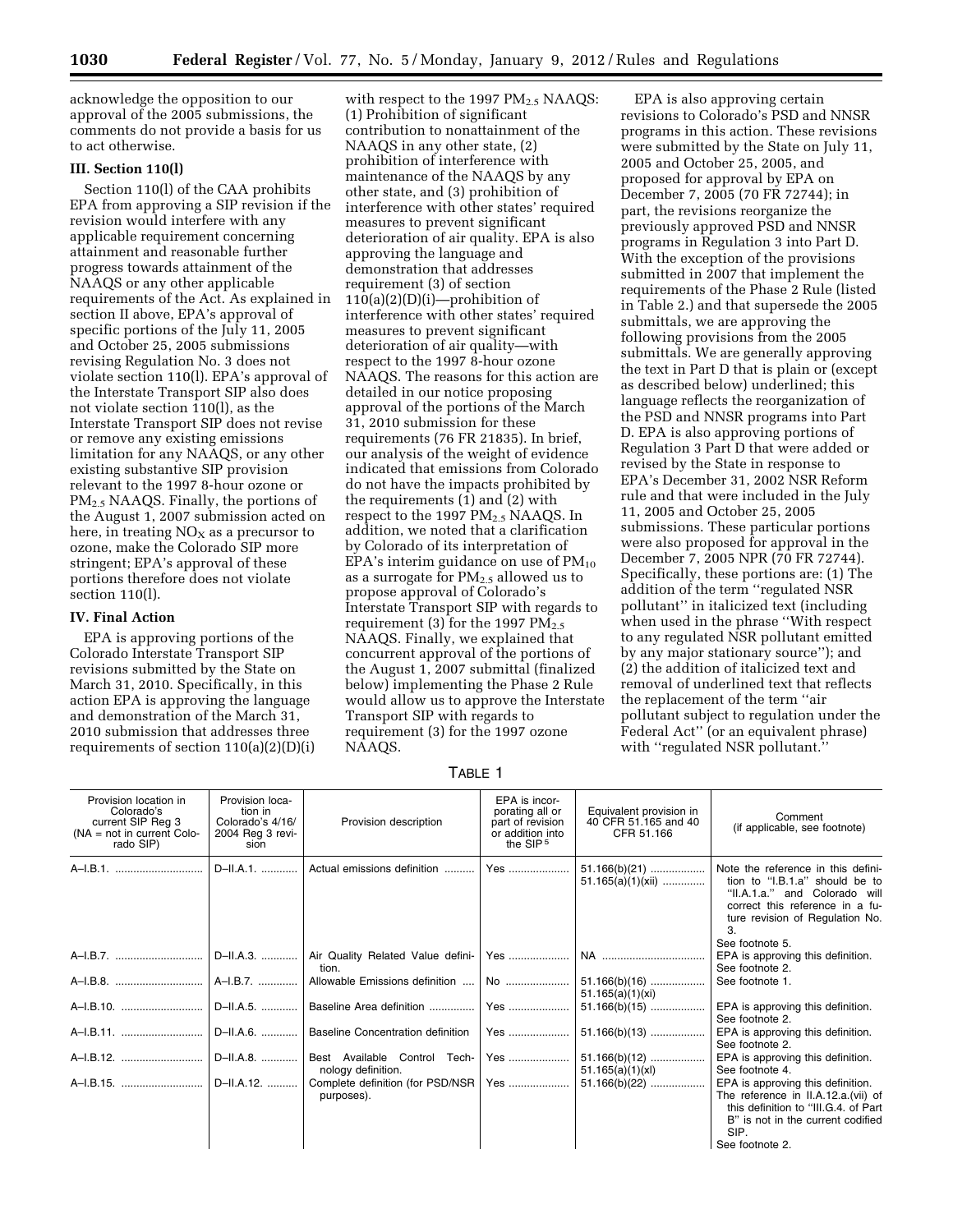acknowledge the opposition to our approval of the 2005 submissions, the comments do not provide a basis for us to act otherwise.

## III. Section 110(l)

Section 110(l) of the CAA prohibits EPA from approving a SIP revision if the revision would interfere with any applicable requirement concerning attainment and reasonable further progress towards attainment of the NAAQS or any other applicable requirements of the Act. As explained in section II above, EPA's approval of specific portions of the July 11, 2005 and October 25, 2005 submissions revising Regulation No. 3 does not violate section 110(l). EPA's approval of the Interstate Transport SIP also does not violate section 110(l), as the Interstate Transport SIP does not revise or remove any existing emissions limitation for any NAAQS, or any other existing substantive SIP provision relevant to the 1997 8-hour ozone or $PM_{2.5}$ NAAQS. Finally, the portions of the August 1, 2007 submission acted on here, in treating $NO_X$ as a precursor to ozone, make the Colorado SIP more stringent; EPA's approval of these portions therefore does not violate section 110(l).

## IV. Final Action

EPA is approving portions of the Colorado Interstate Transport SIP revisions submitted by the State on March 31, 2010. Specifically, in this action EPA is approving the language and demonstration of the March 31, 2010 submission that addresses three requirements of section 110(a)(2)(D)(i) with respect to the 1997 $PM_{2.5}$ NAAQS: (1) Prohibition of significant contribution to nonattainment of the NAAQS in any other state, (2) prohibition of interference with maintenance of the NAAQS by any other state, and (3) prohibition of interference with other states' required measures to prevent significant deterioration of air quality. EPA is also approving the language and demonstration that addresses requirement (3) of section 110(a)(2)(D)(i)—prohibition of interference with other states' required measures to prevent significant deterioration of air quality—with respect to the 1997 8-hour ozone NAAQS. The reasons for this action are detailed in our notice proposing approval of the portions of the March 31, 2010 submission for these requirements (76 FR 21835). In brief, our analysis of the weight of evidence indicated that emissions from Colorado do not have the impacts prohibited by the requirements (1) and (2) with respect to the 1997 $PM_{2.5}$ NAAQS. In addition, we noted that a clarification by Colorado of its interpretation of EPA's interim guidance on use of $PM_{10}$ as a surrogate for $PM_{2.5}$ allowed us to propose approval of Colorado's Interstate Transport SIP with regards to requirement (3) for the 1997 $PM_{2.5}$ NAAQS. Finally, we explained that concurrent approval of the portions of the August 1, 2007 submittal (finalized below) implementing the Phase 2 Rule would allow us to approve the Interstate Transport SIP with regards to requirement (3) for the 1997 ozone NAAQS.

EPA is also approving certain revisions to Colorado's PSD and NNSR programs in this action. These revisions were submitted by the State on July 11, 2005 and October 25, 2005, and proposed for approval by EPA on December 7, 2005 (70 FR 72744); in part, the revisions reorganize the previously approved PSD and NNSR programs in Regulation 3 into Part D. With the exception of the provisions submitted in 2007 that implement the requirements of the Phase 2 Rule (listed in Table 2.) and that supersede the 2005 submittals, we are approving the following provisions from the 2005 submittals. We are generally approving the text in Part D that is plain or (except as described below) underlined; this language reflects the reorganization of the PSD and NNSR programs into Part D. EPA is also approving portions of Regulation 3 Part D that were added or revised by the State in response to EPA's December 31, 2002 NSR Reform rule and that were included in the July 11, 2005 and October 25, 2005 submissions. These particular portions were also proposed for approval in the December 7, 2005 NPR (70 FR 72744). Specifically, these portions are: (1) The addition of the term "regulated NSR pollutant" in italicized text (including when used in the phrase "With respect to any regulated NSR pollutant emitted by any major stationary source"); and (2) the addition of italicized text and removal of underlined text that reflects the replacement of the term "air pollutant subject to regulation under the Federal Act" (or an equivalent phrase) with "regulated NSR pollutant."

TABLE 1

| Provision location in Colorado's current SIP Reg 3 (NA = not in current Colorado SIP) | Provision location in Colorado's 4/16/2004 Reg 3 revision | Provision description | EPA is incorporating all or part of revision or addition into the SIP [5] | Equivalent provision in 40 CFR 51.165 and 40 CFR 51.166 | Comment (if applicable, see footnote) |
|---|---|---|---|---|---|
| A–I.B.1. | D–II.A.1. | Actual emissions definition | Yes | 51.166(b)(21) 51.165(a)(1)(xii) | Note the reference in this definition to "I.B.1.a" should be to "II.A.1.a." and Colorado will correct this reference in a future revision of Regulation No. 3. See footnote 5. |
| A–I.B.7. | D–II.A.3. | Air Quality Related Value definition. | Yes | NA | EPA is approving this definition. See footnote 2. |
| A–I.B.8. | A–I.B.7. | Allowable Emissions definition | No | 51.166(b)(16) 51.165(a)(1)(xi) | See footnote 1. |
| A–I.B.10. | D–II.A.5. | Baseline Area definition | Yes | 51.166(b)(15) | EPA is approving this definition. See footnote 2. |
| A–I.B.11. | D–II.A.6. | Baseline Concentration definition | Yes | 51.166(b)(13) | EPA is approving this definition. See footnote 2. |
| A–I.B.12. | D–II.A.8. | Best Available Control Technology definition. | Yes | 51.166(b)(12) 51.165(a)(1)(xl) | EPA is approving this definition. See footnote 4. |
| A–I.B.15. | D–II.A.12. | Complete definition (for PSD/NSR purposes). | Yes | 51.166(b)(22) | EPA is approving this definition. The reference in II.A.12.a.(vii) of this definition to "III.G.4. of Part B" is not in the current codified SIP. See footnote 2. |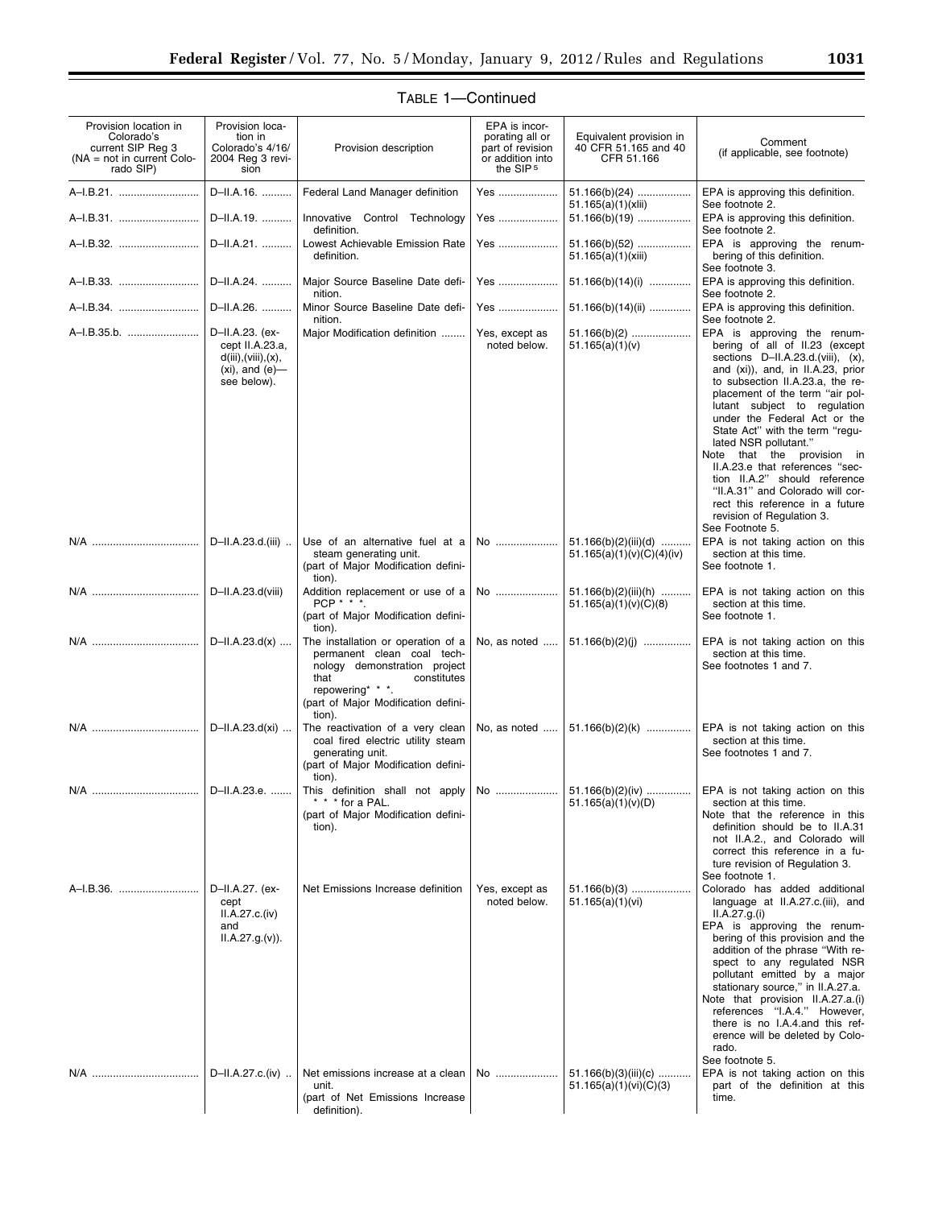TABLE 1—Continued

| Provision location in Colorado's current SIP Reg 3 (NA = not in current Colorado SIP) | Provision location in Colorado's 4/16/2004 Reg 3 revision | Provision description | EPA is incorporating all or part of revision or addition into the SIP[5] | Equivalent provision in 40 CFR 51.165 and 40 CFR 51.166 | Comment (if applicable, see footnote) |
|---|---|---|---|---|---|
| A–I.B.21. | D–II.A.16. | Federal Land Manager definition | Yes | 51.166(b)(24) 51.165(a)(1)(xlii) | EPA is approving this definition. See footnote 2. |
| A–I.B.31. | D–II.A.19. | Innovative Control Technology definition. | Yes | 51.166(b)(19) | EPA is approving this definition. See footnote 2. |
| A–I.B.32. | D–II.A.21. | Lowest Achievable Emission Rate definition. | Yes | 51.166(b)(52) 51.165(a)(1)(xiii) | EPA is approving the renumbering of this definition. See footnote 3. |
| A–I.B.33. | D–II.A.24. | Major Source Baseline Date definition. | Yes | 51.166(b)(14)(i) | EPA is approving this definition. See footnote 2. |
| A–I.B.34. | D–II.A.26. | Minor Source Baseline Date definition. | Yes | 51.166(b)(14)(ii) | EPA is approving this definition. See footnote 2. |
| A–I.B.35.b. | D–II.A.23. (except II.A.23.a, d(iii),(viii),(x), (xi), and (e)—see below). | Major Modification definition | Yes, except as noted below. | 51.166(b)(2) 51.165(a)(1)(v) | EPA is approving the renumbering of all of II.23 (except sections D–II.A.23.d.(viii), (x), and (xi)), and, in II.A.23, prior to subsection II.A.23.a, the replacement of the term "air pollutant subject to regulation under the Federal Act or the State Act" with the term "regulated NSR pollutant." Note that the provision in II.A.23.e that references "section II.A.2" should reference "II.A.31" and Colorado will correct this reference in a future revision of Regulation 3. See Footnote 5. |
| N/A | D–II.A.23.d.(iii) | Use of an alternative fuel at a steam generating unit. (part of Major Modification definition). | No | 51.166(b)(2)(iii)(d) 51.165(a)(1)(v)(C)(4)(iv) | EPA is not taking action on this section at this time. See footnote 1. |
| N/A | D–II.A.23.d(viii) | Addition replacement or use of a PCP * * *. (part of Major Modification definition). | No | 51.166(b)(2)(iii)(h) 51.165(a)(1)(v)(C)(8) | EPA is not taking action on this section at this time. See footnote 1. |
| N/A | D–II.A.23.d(x) | The installation or operation of a permanent clean coal technology demonstration project that constitutes repowering* * *. (part of Major Modification definition). | No, as noted | 51.166(b)(2)(j) | EPA is not taking action on this section at this time. See footnotes 1 and 7. |
| N/A | D–II.A.23.d(xi) | The reactivation of a very clean coal fired electric utility steam generating unit. (part of Major Modification definition). | No, as noted | 51.166(b)(2)(k) | EPA is not taking action on this section at this time. See footnotes 1 and 7. |
| N/A | D–II.A.23.e. | This definition shall not apply * * * for a PAL. (part of Major Modification definition). | No | 51.166(b)(2)(iv) 51.165(a)(1)(v)(D) | EPA is not taking action on this section at this time. Note that the reference in this definition should be to II.A.31 not II.A.2., and Colorado will correct this reference in a future revision of Regulation 3. See footnote 1. |
| A–I.B.36. | D–II.A.27. (except II.A.27.c.(iv) and II.A.27.g.(v)). | Net Emissions Increase definition | Yes, except as noted below. | 51.166(b)(3) 51.165(a)(1)(vi) | Colorado has added additional language at II.A.27.c.(iii), and II.A.27.g.(i) EPA is approving the renumbering of this provision and the addition of the phrase "With respect to any regulated NSR pollutant emitted by a major stationary source," in II.A.27.a. Note that provision II.A.27.a.(i) references "I.A.4." However, there is no I.A.4.and this reference will be deleted by Colorado. See footnote 5. |
| N/A | D–II.A.27.c.(iv) | Net emissions increase at a clean unit. (part of Net Emissions Increase definition). | No | 51.166(b)(3)(iii)(c) 51.165(a)(1)(vi)(C)(3) | EPA is not taking action on this part of the definition at this time. |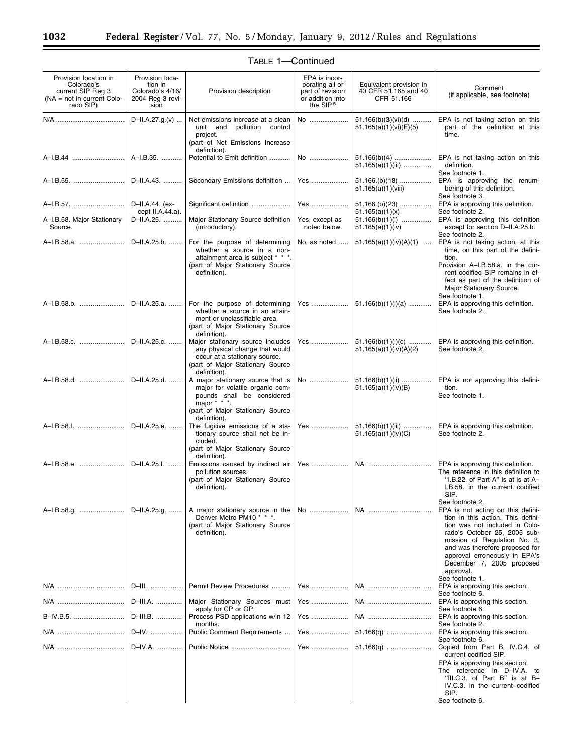TABLE 1—Continued

| Provision location in Colorado's current SIP Reg 3 (NA = not in current Colorado SIP) | Provision location in Colorado's 4/16/2004 Reg 3 revision | Provision description | EPA is incorporating all or part of revision or addition into the SIP[5] | Equivalent provision in 40 CFR 51.165 and 40 CFR 51.166 | Comment (if applicable, see footnote) |
|---|---|---|---|---|---|
| N/A | D–II.A.27.g.(v) | Net emissions increase at a clean unit and pollution control project. (part of Net Emissions Increase definition). | No | 51.166(b)(3)(vi)(d) 51.165(a)(1)(vi)(E)(5) | EPA is not taking action on this part of the definition at this time. |
| A–I.B.44 | A–I.B.35. | Potential to Emit definition | No | 51.166(b)(4) 51.165(a)(1)(iii) | EPA is not taking action on this definition. See footnote 1. |
| A–I.B.55. | D–II.A.43. | Secondary Emissions definition | Yes | 51.166.(b)(18) 51.165(a)(1)(viii) | EPA is approving the renumbering of this definition. See footnote 3. |
| A–I.B.57. | D–II.A.44. (except II.A.44.a). | Significant definition | Yes | 51.166.(b)(23) 51.165(a)(1)(x) | EPA is approving this definition. See footnote 2. |
| A–I.B.58. Major Stationary Source. | D–II.A.25. | Major Stationary Source definition (introductory). | Yes, except as noted below. | 51.166(b)(1)(i) 51.165(a)(1)(iv) | EPA is approving this definition except for section D–II.A.25.b. See footnote 2. |
| A–I.B.58.a. | D–II.A.25.b. | For the purpose of determining whether a source in a nonattainment area is subject * * *. (part of Major Stationary Source definition). | No, as noted | 51.165(a)(1)(iv)(A)(1) | EPA is not taking action, at this time, on this part of the definition. Provision A–I.B.58.a. in the current codified SIP remains in effect as part of the definition of Major Stationary Source. See footnote 1. |
| A–I.B.58.b. | D–II.A.25.a. | For the purpose of determining whether a source in an attainment or unclassifiable area. (part of Major Stationary Source definition). | Yes | 51.166(b)(1)(i)(a) | EPA is approving this definition. See footnote 2. |
| A–I.B.58.c. | D–II.A.25.c. | Major stationary source includes any physical change that would occur at a stationary source. (part of Major Stationary Source definition). | Yes | 51.166(b)(1)(i)(c) 51.165(a)(1)(iv)(A)(2) | EPA is approving this definition. See footnote 2. |
| A–I.B.58.d. | D–II.A.25.d. | A major stationary source that is major for volatile organic compounds shall be considered major * * *. (part of Major Stationary Source definition). | No | 51.166(b)(1)(ii) 51.165(a)(1)(iv)(B) | EPA is not approving this definition. See footnote 1. |
| A–I.B.58.f. | D–II.A.25.e. | The fugitive emissions of a stationary source shall not be included. (part of Major Stationary Source definition). | Yes | 51.166(b)(1)(iii) 51.165(a)(1)(iv)(C) | EPA is approving this definition. See footnote 2. |
| A–I.B.58.e. | D–II.A.25.f. | Emissions caused by indirect air pollution sources. (part of Major Stationary Source definition). | Yes | NA | EPA is approving this definition. The reference in this definition to "I.B.22. of Part A" is at is at A–I.B.58. in the current codified SIP. See footnote 2. |
| A–I.B.58.g. | D–II.A.25.g. | A major stationary source in the Denver Metro PM10 * * *. (part of Major Stationary Source definition). | No | NA | EPA is not acting on this definition in this action. This definition was not included in Colorado's October 25, 2005 submission of Regulation No. 3, and was therefore proposed for approval erroneously in EPA's December 7, 2005 proposed approval. See footnote 1. |
| N/A | D–III. | Permit Review Procedures | Yes | NA | EPA is approving this section. See footnote 6. |
| N/A | D–III.A. | Major Stationary Sources must apply for CP or OP. | Yes | NA | EPA is approving this section. See footnote 6. |
| B–IV.B.5. | D–III.B. | Process PSD applications w/in 12 months. | Yes | NA | EPA is approving this section. See footnote 2. |
| N/A | D–IV. | Public Comment Requirements | Yes | 51.166(q) | EPA is approving this section. See footnote 6. |
| N/A | D–IV.A. | Public Notice | Yes | 51.166(q) | Copied from Part B, IV.C.4. of current codified SIP. EPA is approving this section. The reference in D–IV.A. to "III.C.3. of Part B" is at B–IV.C.3. in the current codified SIP. See footnote 6. |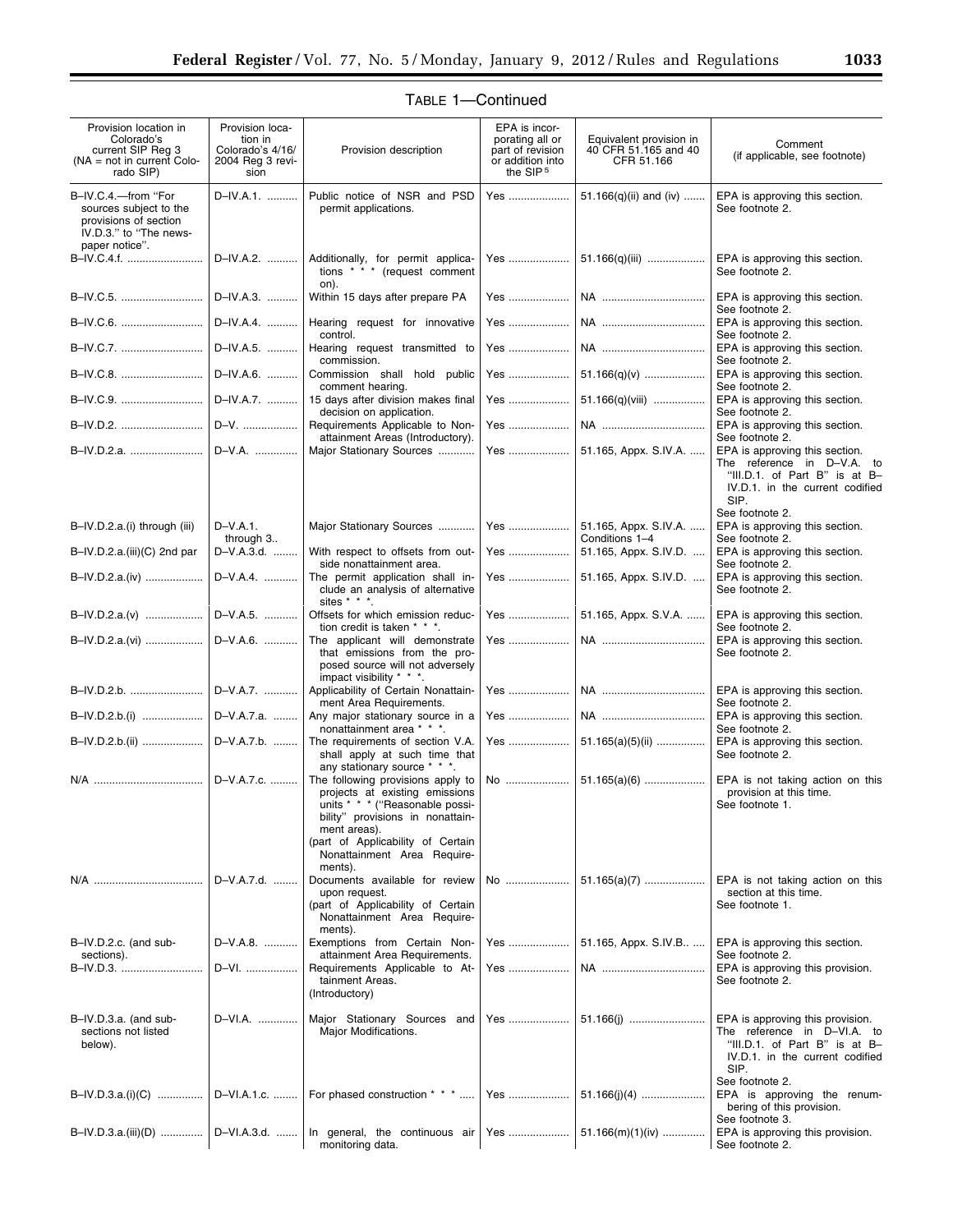TABLE 1—Continued

| Provision location in Colorado's current SIP Reg 3 (NA = not in current Colorado SIP) | Provision location in Colorado's 4/16/2004 Reg 3 revision | Provision description | EPA is incorporating all or part of revision or addition into the SIP [5] | Equivalent provision in 40 CFR 51.165 and 40 CFR 51.166 | Comment (if applicable, see footnote) |
|---|---|---|---|---|---|
| B–IV.C.4.—from "For sources subject to the provisions of section IV.D.3." to "The newspaper notice". | D–IV.A.1. | Public notice of NSR and PSD permit applications. | Yes | 51.166(q)(ii) and (iv) | EPA is approving this section. See footnote 2. |
| B–IV.C.4.f. | D–IV.A.2. | Additionally, for permit applications * * * (request comment on). | Yes | 51.166(q)(iii) | EPA is approving this section. See footnote 2. |
| B–IV.C.5. | D–IV.A.3. | Within 15 days after prepare PA | Yes | NA | EPA is approving this section. See footnote 2. |
| B–IV.C.6. | D–IV.A.4. | Hearing request for innovative control. | Yes | NA | EPA is approving this section. See footnote 2. |
| B–IV.C.7. | D–IV.A.5. | Hearing request transmitted to commission. | Yes | NA | EPA is approving this section. See footnote 2. |
| B–IV.C.8. | D–IV.A.6. | Commission shall hold public comment hearing. | Yes | 51.166(q)(v) | EPA is approving this section. See footnote 2. |
| B–IV.C.9. | D–IV.A.7. | 15 days after division makes final decision on application. | Yes | 51.166(q)(viii) | EPA is approving this section. See footnote 2. |
| B–IV.D.2. | D–V. | Requirements Applicable to Nonattainment Areas (Introductory). | Yes | NA | EPA is approving this section. See footnote 2. |
| B–IV.D.2.a. | D–V.A. | Major Stationary Sources | Yes | 51.165, Appx. S.IV.A. | EPA is approving this section. The reference in D–V.A. to "III.D.1. of Part B" is at B–IV.D.1. in the current codified SIP. See footnote 2. |
| B–IV.D.2.a.(i) through (iii) | D–V.A.1. through 3.. | Major Stationary Sources | Yes | 51.165, Appx. S.IV.A. Conditions 1–4 | EPA is approving this section. See footnote 2. |
| B–IV.D.2.a.(iii)(C) 2nd par | D–V.A.3.d. | With respect to offsets from outside nonattainment area. | Yes | 51.165, Appx. S.IV.D. | EPA is approving this section. See footnote 2. |
| B–IV.D.2.a.(iv) | D–V.A.4. | The permit application shall include an analysis of alternative sites * * *. | Yes | 51.165, Appx. S.IV.D. | EPA is approving this section. See footnote 2. |
| B–IV.D.2.a.(v) | D–V.A.5. | Offsets for which emission reduction credit is taken * * *. | Yes | 51.165, Appx. S.V.A. | EPA is approving this section. See footnote 2. |
| B–IV.D.2.a.(vi) | D–V.A.6. | The applicant will demonstrate that emissions from the proposed source will not adversely impact visibility * * *. | Yes | NA | EPA is approving this section. See footnote 2. |
| B–IV.D.2.b. | D–V.A.7. | Applicability of Certain Nonattainment Area Requirements. | Yes | NA | EPA is approving this section. See footnote 2. |
| B–IV.D.2.b.(i) | D–V.A.7.a. | Any major stationary source in a nonattainment area * * *. | Yes | NA | EPA is approving this section. See footnote 2. |
| B–IV.D.2.b.(ii) | D–V.A.7.b. | The requirements of section V.A. shall apply at such time that any stationary source * * *. | Yes | 51.165(a)(5)(ii) | EPA is approving this section. See footnote 2. |
| N/A | D–V.A.7.c. | The following provisions apply to projects at existing emissions units * * * ("Reasonable possibility" provisions in nonattainment areas). (part of Applicability of Certain Nonattainment Area Requirements). | No | 51.165(a)(6) | EPA is not taking action on this provision at this time. See footnote 1. |
| N/A | D–V.A.7.d. | Documents available for review upon request. (part of Applicability of Certain Nonattainment Area Requirements). | No | 51.165(a)(7) | EPA is not taking action on this section at this time. See footnote 1. |
| B–IV.D.2.c. (and subsections). | D–V.A.8. | Exemptions from Certain Nonattainment Area Requirements. | Yes | 51.165, Appx. S.IV.B.. | EPA is approving this section. See footnote 2. |
| B–IV.D.3. | D–VI. | Requirements Applicable to Attainment Areas. (Introductory) | Yes | NA | EPA is approving this provision. See footnote 2. |
| B–IV.D.3.a. (and subsections not listed below). | D–VI.A. | Major Stationary Sources and Major Modifications. | Yes | 51.166(j) | EPA is approving this provision. The reference in D–VI.A. to "III.D.1. of Part B" is at B–IV.D.1. in the current codified SIP. See footnote 2. |
| B–IV.D.3.a.(i)(C) | D–VI.A.1.c. | For phased construction * * * | Yes | 51.166(j)(4) | EPA is approving the renumbering of this provision. See footnote 3. |
| B–IV.D.3.a.(iii)(D) | D–VI.A.3.d. | In general, the continuous air monitoring data. | Yes | 51.166(m)(1)(iv) | EPA is approving this provision. See footnote 2. |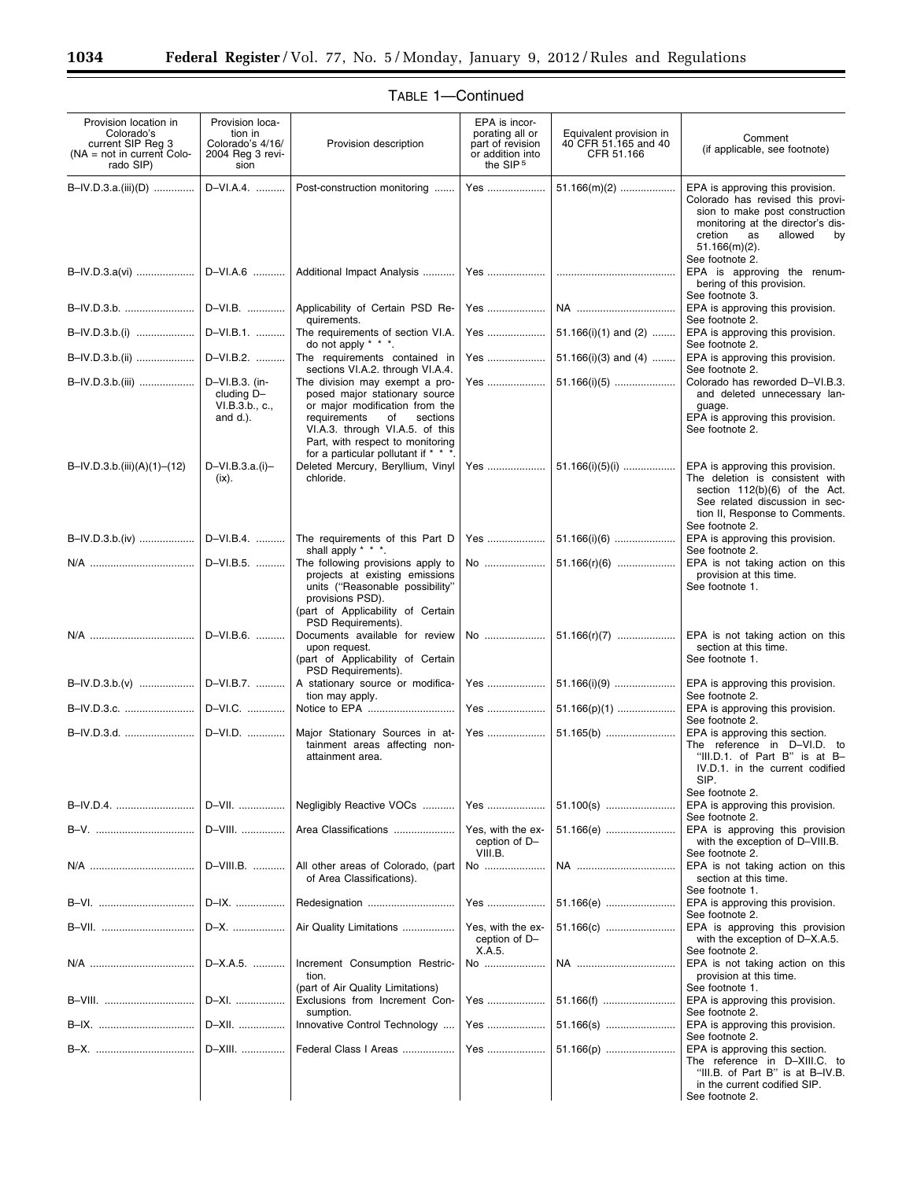TABLE 1—Continued

| Provision location in Colorado's current SIP Reg 3 (NA = not in current Colorado SIP) | Provision location in Colorado's 4/16/2004 Reg 3 revision | Provision description | EPA is incorporating all or part of revision or addition into the SIP [5] | Equivalent provision in 40 CFR 51.165 and 40 CFR 51.166 | Comment (if applicable, see footnote) |
|---|---|---|---|---|---|
| B–IV.D.3.a.(iii)(D) | D–VI.A.4. | Post-construction monitoring | Yes | 51.166(m)(2) | EPA is approving this provision. Colorado has revised this provision to make post construction monitoring at the director's discretion as allowed by 51.166(m)(2). See footnote 2. |
| B–IV.D.3.a(vi) | D–VI.A.6 | Additional Impact Analysis | Yes | | EPA is approving the renumbering of this provision. See footnote 3. |
| B–IV.D.3.b. | D–VI.B. | Applicability of Certain PSD Requirements. | Yes | NA | EPA is approving this provision. See footnote 2. |
| B–IV.D.3.b.(i) | D–VI.B.1. | The requirements of section VI.A. do not apply * * *. | Yes | 51.166(i)(1) and (2) | EPA is approving this provision. See footnote 2. |
| B–IV.D.3.b.(ii) | D–VI.B.2. | The requirements contained in sections VI.A.2. through VI.A.4. | Yes | 51.166(i)(3) and (4) | EPA is approving this provision. See footnote 2. |
| B–IV.D.3.b.(iii) | D–VI.B.3. (including D–VI.B.3.b., c., and d.). | The division may exempt a proposed major stationary source or major modification from the requirements of sections VI.A.3. through VI.A.5. of this Part, with respect to monitoring for a particular pollutant if * * *. | Yes | 51.166(i)(5) | Colorado has reworded D–VI.B.3. and deleted unnecessary language. EPA is approving this provision. See footnote 2. |
| B–IV.D.3.b.(iii)(A)(1)–(12) | D–VI.B.3.a.(i)–(ix). | Deleted Mercury, Beryllium, Vinyl chloride. | Yes | 51.166(i)(5)(i) | EPA is approving this provision. The deletion is consistent with section 112(b)(6) of the Act. See related discussion in section II, Response to Comments. See footnote 2. |
| B–IV.D.3.b.(iv) | D–VI.B.4. | The requirements of this Part D shall apply * * *. | Yes | 51.166(i)(6) | EPA is approving this provision. See footnote 2. |
| N/A | D–VI.B.5. | The following provisions apply to projects at existing emissions units ("Reasonable possibility" provisions PSD). (part of Applicability of Certain PSD Requirements). | No | 51.166(r)(6) | EPA is not taking action on this provision at this time. See footnote 1. |
| N/A | D–VI.B.6. | Documents available for review upon request. (part of Applicability of Certain PSD Requirements). | No | 51.166(r)(7) | EPA is not taking action on this section at this time. See footnote 1. |
| B–IV.D.3.b.(v) | D–VI.B.7. | A stationary source or modification may apply. | Yes | 51.166(i)(9) | EPA is approving this provision. See footnote 2. |
| B–IV.D.3.c. | D–VI.C. | Notice to EPA | Yes | 51.166(p)(1) | EPA is approving this provision. See footnote 2. |
| B–IV.D.3.d. | D–VI.D. | Major Stationary Sources in attainment areas affecting nonattainment area. | Yes | 51.165(b) | EPA is approving this section. The reference in D–VI.D. to "III.D.1. of Part B" is at B–IV.D.1. in the current codified SIP. See footnote 2. |
| B–IV.D.4. | D–VII. | Negligibly Reactive VOCs | Yes | 51.100(s) | EPA is approving this provision. See footnote 2. |
| B–V. | D–VIII. | Area Classifications | Yes, with the exception of D–VIII.B. | 51.166(e) | EPA is approving this provision with the exception of D–VIII.B. See footnote 2. |
| N/A | D–VIII.B. | All other areas of Colorado, (part of Area Classifications). | No | NA | EPA is not taking action on this section at this time. See footnote 1. |
| B–VI. | D–IX. | Redesignation | Yes | 51.166(e) | EPA is approving this provision. See footnote 2. |
| B–VII. | D–X. | Air Quality Limitations | Yes, with the exception of D–X.A.5. | 51.166(c) | EPA is approving this provision with the exception of D–X.A.5. See footnote 2. |
| N/A | D–X.A.5. | Increment Consumption Restriction. (part of Air Quality Limitations) | No | NA | EPA is not taking action on this provision at this time. See footnote 1. |
| B–VIII. | D–XI. | Exclusions from Increment Consumption. | Yes | 51.166(f) | EPA is approving this provision. See footnote 2. |
| B–IX. | D–XII. | Innovative Control Technology | Yes | 51.166(s) | EPA is approving this provision. See footnote 2. |
| B–X. | D–XIII. | Federal Class I Areas | Yes | 51.166(p) | EPA is approving this section. The reference in D–XIII.C. to "III.B. of Part B" is at B–IV.B. in the current codified SIP. See footnote 2. |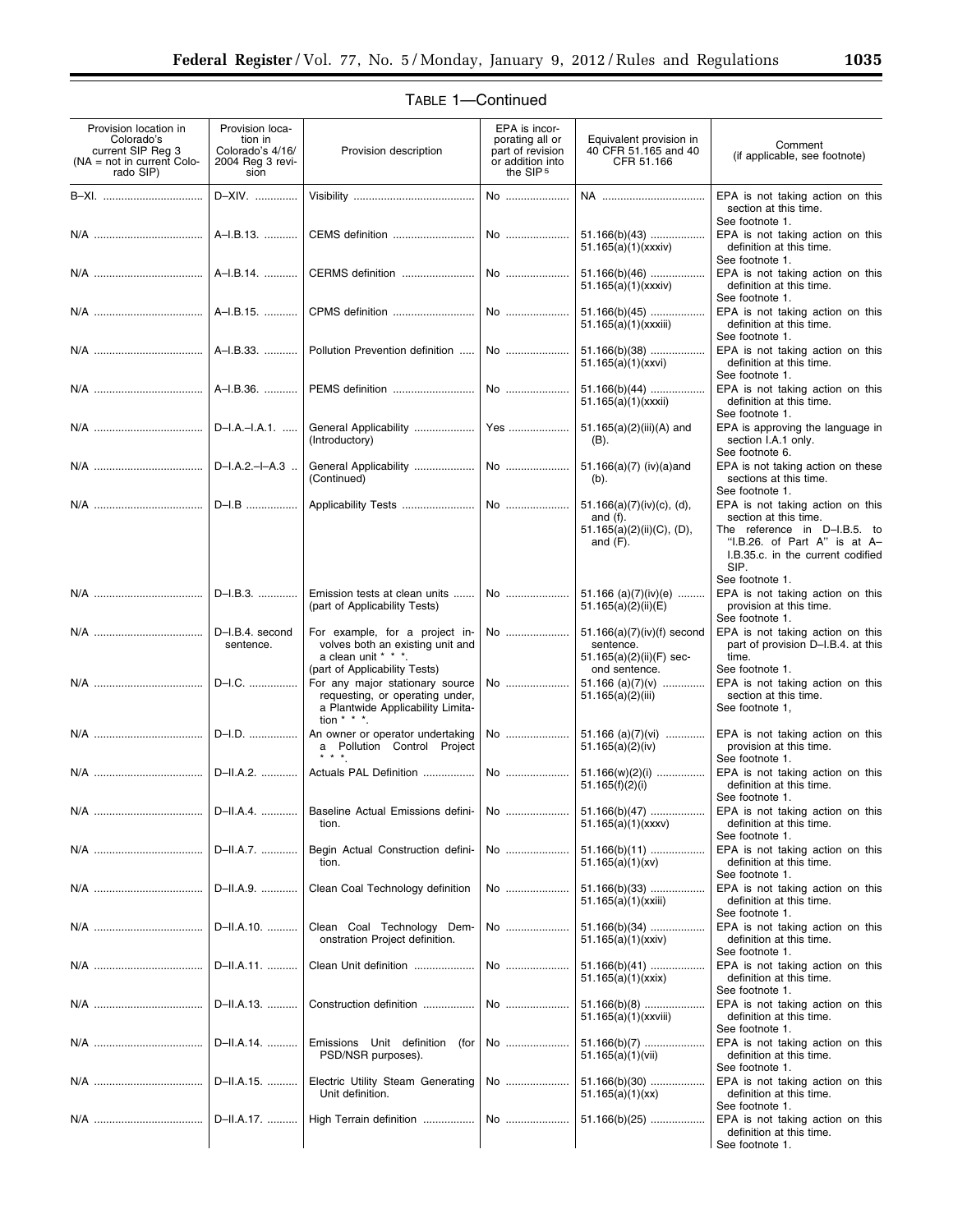TABLE 1—Continued

| Provision location in Colorado's current SIP Reg 3 (NA = not in current Colorado SIP) | Provision location in Colorado's 4/16/2004 Reg 3 revision | Provision description | EPA is incorporating all or part of revision or addition into the SIP [5] | Equivalent provision in 40 CFR 51.165 and 40 CFR 51.166 | Comment (if applicable, see footnote) |
|---|---|---|---|---|---|
| B–XI. | D–XIV. | Visibility | No | NA | EPA is not taking action on this section at this time. See footnote 1. |
| N/A | A–I.B.13. | CEMS definition | No | 51.166(b)(43) 51.165(a)(1)(xxxiv) | EPA is not taking action on this definition at this time. See footnote 1. |
| N/A | A–I.B.14. | CERMS definition | No | 51.166(b)(46) 51.165(a)(1)(xxxiv) | EPA is not taking action on this definition at this time. See footnote 1. |
| N/A | A–I.B.15. | CPMS definition | No | 51.166(b)(45) 51.165(a)(1)(xxxiii) | EPA is not taking action on this definition at this time. See footnote 1. |
| N/A | A–I.B.33. | Pollution Prevention definition | No | 51.166(b)(38) 51.165(a)(1)(xxvi) | EPA is not taking action on this definition at this time. See footnote 1. |
| N/A | A–I.B.36. | PEMS definition | No | 51.166(b)(44) 51.165(a)(1)(xxxii) | EPA is not taking action on this definition at this time. See footnote 1. |
| N/A | D–I.A.–I.A.1. | General Applicability (Introductory) | Yes | 51.165(a)(2)(iii)(A) and (B). | EPA is approving the language in section I.A.1 only. See footnote 6. |
| N/A | D–I.A.2.–I–A.3 | General Applicability (Continued) | No | 51.166(a)(7) (iv)(a)and (b). | EPA is not taking action on these sections at this time. See footnote 1. |
| N/A | D–I.B | Applicability Tests | No | 51.166(a)(7)(iv)(c), (d), and (f). 51.165(a)(2)(ii)(C), (D), and (F). | EPA is not taking action on this section at this time. The reference in D–I.B.5. to "I.B.26. of Part A" is at A–I.B.35.c. in the current codified SIP. See footnote 1. |
| N/A | D–I.B.3. | Emission tests at clean units (part of Applicability Tests) | No | 51.166 (a)(7)(iv)(e) 51.165(a)(2)(ii)(E) | EPA is not taking action on this provision at this time. See footnote 1. |
| N/A | D–I.B.4. second sentence. | For example, for a project involves both an existing unit and a clean unit * * *. (part of Applicability Tests) | No | 51.166(a)(7)(iv)(f) second sentence. 51.165(a)(2)(ii)(F) second sentence. | EPA is not taking action on this part of provision D–I.B.4. at this time. See footnote 1. |
| N/A | D–I.C. | For any major stationary source requesting, or operating under, a Plantwide Applicability Limitation * * *. | No | 51.166 (a)(7)(v) 51.165(a)(2)(iii) | EPA is not taking action on this section at this time. See footnote 1, |
| N/A | D–I.D. | An owner or operator undertaking a Pollution Control Project * * *. | No | 51.166 (a)(7)(vi) 51.165(a)(2)(iv) | EPA is not taking action on this provision at this time. See footnote 1. |
| N/A | D–II.A.2. | Actuals PAL Definition | No | 51.166(w)(2)(i) 51.165(f)(2)(i) | EPA is not taking action on this definition at this time. See footnote 1. |
| N/A | D–II.A.4. | Baseline Actual Emissions definition. | No | 51.166(b)(47) 51.165(a)(1)(xxxv) | EPA is not taking action on this definition at this time. See footnote 1. |
| N/A | D–II.A.7. | Begin Actual Construction definition. | No | 51.166(b)(11) 51.165(a)(1)(xv) | EPA is not taking action on this definition at this time. See footnote 1. |
| N/A | D–II.A.9. | Clean Coal Technology definition | No | 51.166(b)(33) 51.165(a)(1)(xxiii) | EPA is not taking action on this definition at this time. See footnote 1. |
| N/A | D–II.A.10. | Clean Coal Technology Demonstration Project definition. | No | 51.166(b)(34) 51.165(a)(1)(xxiv) | EPA is not taking action on this definition at this time. See footnote 1. |
| N/A | D–II.A.11. | Clean Unit definition | No | 51.166(b)(41) 51.165(a)(1)(xxix) | EPA is not taking action on this definition at this time. See footnote 1. |
| N/A | D–II.A.13. | Construction definition | No | 51.166(b)(8) 51.165(a)(1)(xxviii) | EPA is not taking action on this definition at this time. See footnote 1. |
| N/A | D–II.A.14. | Emissions Unit definition (for PSD/NSR purposes). | No | 51.166(b)(7) 51.165(a)(1)(vii) | EPA is not taking action on this definition at this time. See footnote 1. |
| N/A | D–II.A.15. | Electric Utility Steam Generating Unit definition. | No | 51.166(b)(30) 51.165(a)(1)(xx) | EPA is not taking action on this definition at this time. See footnote 1. |
| N/A | D–II.A.17. | High Terrain definition | No | 51.166(b)(25) | EPA is not taking action on this definition at this time. See footnote 1. |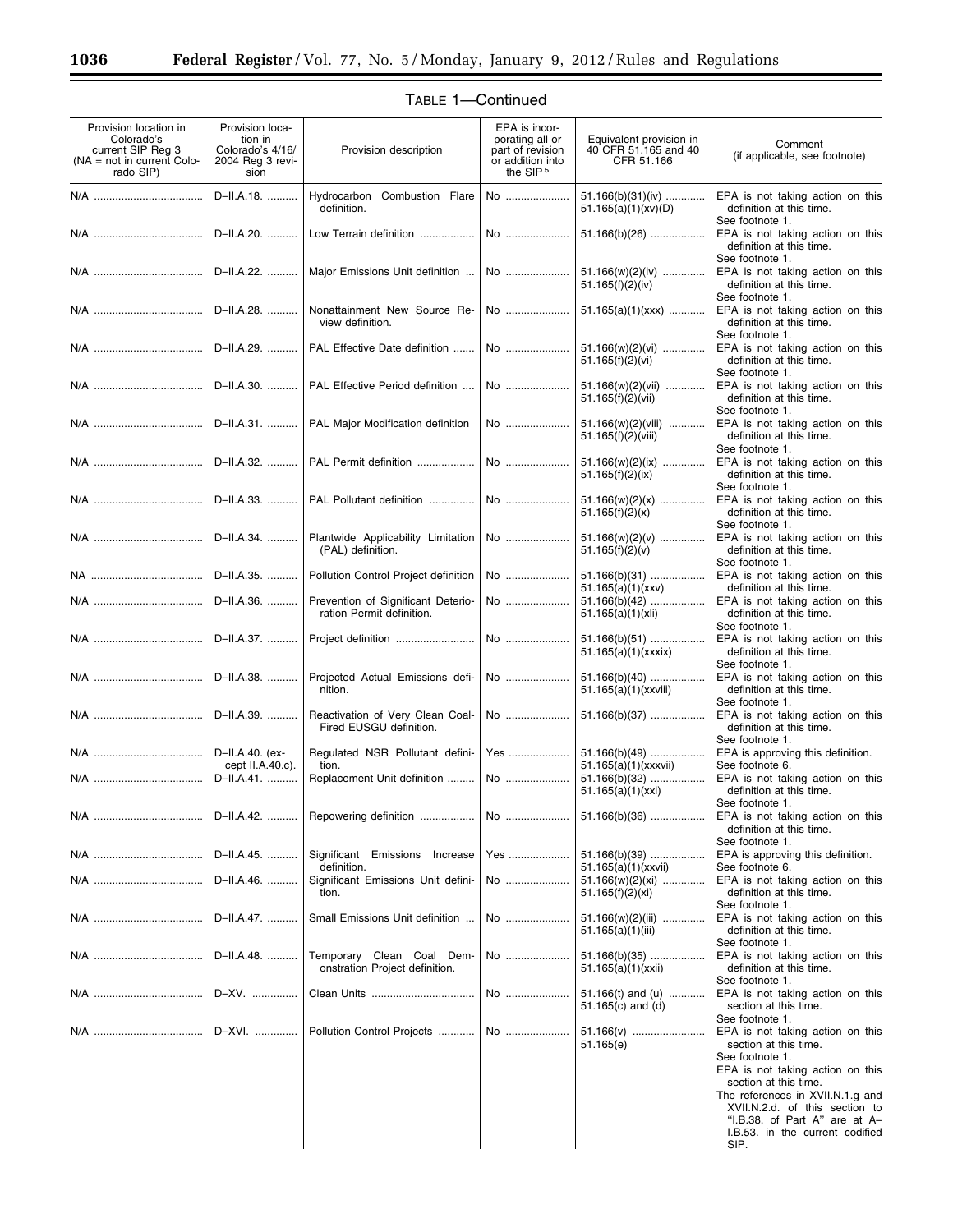TABLE 1—Continued

| Provision location in Colorado's current SIP Reg 3 (NA = not in current Colorado SIP) | Provision location in Colorado's 4/16/2004 Reg 3 revision | Provision description | EPA is incorporating all or part of revision or addition into the SIP [5] | Equivalent provision in 40 CFR 51.165 and 40 CFR 51.166 | Comment (if applicable, see footnote) |
|---|---|---|---|---|---|
| N/A | D–II.A.18. | Hydrocarbon Combustion Flare definition. | No | 51.166(b)(31)(iv) 51.165(a)(1)(xv)(D) | EPA is not taking action on this definition at this time. See footnote 1. |
| N/A | D–II.A.20. | Low Terrain definition | No | 51.166(b)(26) | EPA is not taking action on this definition at this time. See footnote 1. |
| N/A | D–II.A.22. | Major Emissions Unit definition | No | 51.166(w)(2)(iv) 51.165(f)(2)(iv) | EPA is not taking action on this definition at this time. See footnote 1. |
| N/A | D–II.A.28. | Nonattainment New Source Review definition. | No | 51.165(a)(1)(xxx) | EPA is not taking action on this definition at this time. See footnote 1. |
| N/A | D–II.A.29. | PAL Effective Date definition | No | 51.166(w)(2)(vi) 51.165(f)(2)(vi) | EPA is not taking action on this definition at this time. See footnote 1. |
| N/A | D–II.A.30. | PAL Effective Period definition | No | 51.166(w)(2)(vii) 51.165(f)(2)(vii) | EPA is not taking action on this definition at this time. See footnote 1. |
| N/A | D–II.A.31. | PAL Major Modification definition | No | 51.166(w)(2)(viii) 51.165(f)(2)(viii) | EPA is not taking action on this definition at this time. See footnote 1. |
| N/A | D–II.A.32. | PAL Permit definition | No | 51.166(w)(2)(ix) 51.165(f)(2)(ix) | EPA is not taking action on this definition at this time. See footnote 1. |
| N/A | D–II.A.33. | PAL Pollutant definition | No | 51.166(w)(2)(x) 51.165(f)(2)(x) | EPA is not taking action on this definition at this time. See footnote 1. |
| N/A | D–II.A.34. | Plantwide Applicability Limitation (PAL) definition. | No | 51.166(w)(2)(v) 51.165(f)(2)(v) | EPA is not taking action on this definition at this time. See footnote 1. |
| NA | D–II.A.35. | Pollution Control Project definition | No | 51.166(b)(31) 51.165(a)(1)(xxv) | EPA is not taking action on this definition at this time. |
| N/A | D–II.A.36. | Prevention of Significant Deterioration Permit definition. | No | 51.166(b)(42) 51.165(a)(1)(xli) | EPA is not taking action on this definition at this time. See footnote 1. |
| N/A | D–II.A.37. | Project definition | No | 51.166(b)(51) 51.165(a)(1)(xxxix) | EPA is not taking action on this definition at this time. See footnote 1. |
| N/A | D–II.A.38. | Projected Actual Emissions definition. | No | 51.166(b)(40) 51.165(a)(1)(xxviii) | EPA is not taking action on this definition at this time. See footnote 1. |
| N/A | D–II.A.39. | Reactivation of Very Clean Coal-Fired EUSGU definition. | No | 51.166(b)(37) | EPA is not taking action on this definition at this time. See footnote 1. |
| N/A | D–II.A.40. (except II.A.40.c). | Regulated NSR Pollutant definition. | Yes | 51.166(b)(49) 51.165(a)(1)(xxxvii) | EPA is approving this definition. See footnote 6. |
| N/A | D–II.A.41. | Replacement Unit definition | No | 51.166(b)(32) 51.165(a)(1)(xxi) | EPA is not taking action on this definition at this time. See footnote 1. |
| N/A | D–II.A.42. | Repowering definition | No | 51.166(b)(36) | EPA is not taking action on this definition at this time. See footnote 1. |
| N/A | D–II.A.45. | Significant Emissions Increase definition. | Yes | 51.166(b)(39) 51.165(a)(1)(xxvii) | EPA is approving this definition. See footnote 6. |
| N/A | D–II.A.46. | Significant Emissions Unit definition. | No | 51.166(w)(2)(xi) 51.165(f)(2)(xi) | EPA is not taking action on this definition at this time. See footnote 1. |
| N/A | D–II.A.47. | Small Emissions Unit definition | No | 51.166(w)(2)(iii) 51.165(a)(1)(iii) | EPA is not taking action on this definition at this time. See footnote 1. |
| N/A | D–II.A.48. | Temporary Clean Coal Demonstration Project definition. | No | 51.166(b)(35) 51.165(a)(1)(xxii) | EPA is not taking action on this definition at this time. See footnote 1. |
| N/A | D–XV. | Clean Units | No | 51.166(t) and (u) 51.165(c) and (d) | EPA is not taking action on this section at this time. See footnote 1. |
| N/A | D–XVI. | Pollution Control Projects | No | 51.166(v) 51.165(e) | EPA is not taking action on this section at this time. See footnote 1. EPA is not taking action on this section at this time. The references in XVII.N.1.g and XVII.N.2.d. of this section to "I.B.38. of Part A" are at A–I.B.53. in the current codified SIP. |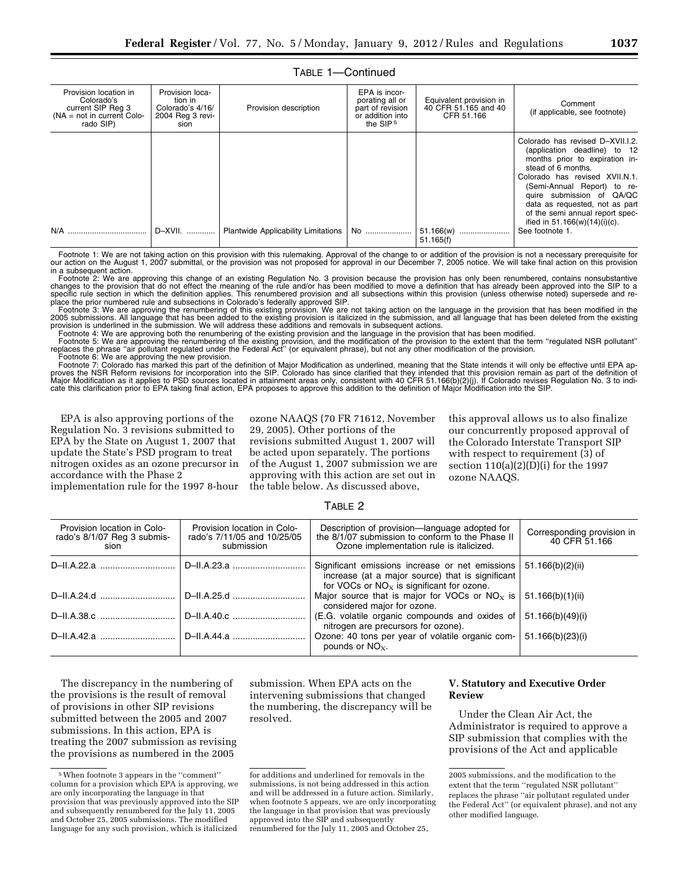TABLE 1—Continued

| Provision location in Colorado's current SIP Reg 3 (NA = not in current Colorado SIP) | Provision location in Colorado's 4/16/2004 Reg 3 revision | Provision description | EPA is incorporating all or part of revision or addition into the SIP[5] | Equivalent provision in 40 CFR 51.165 and 40 CFR 51.166 | Comment (if applicable, see footnote) |
|---|---|---|---|---|---|
| | | | | | Colorado has revised D–XVII.I.2. (application deadline) to 12 months prior to expiration instead of 6 months. Colorado has revised XVII.N.1. (Semi-Annual Report) to require submission of QA/QC data as requested, not as part of the semi annual report specified in 51.166(w)(14)(i)(c). |
| N/A | D–XVII. | Plantwide Applicability Limitations | No | 51.166(w) 51.165(f) | See footnote 1. |

Footnote 1: We are not taking action on this provision with this rulemaking. Approval of the change to or addition of the provision is not a necessary prerequisite for our action on the August 1, 2007 submittal, or the provision was not proposed for approval in our December 7, 2005 notice. We will take final action on this provision in a subsequent action.

Footnote 2: We are approving this change of an existing Regulation No. 3 provision because the provision has only been renumbered, contains nonsubstantive changes to the provision that do not effect the meaning of the rule and/or has been modified to move a definition that has already been approved into the SIP to a specific rule section in which the definition applies. This renumbered provision and all subsections within this provision (unless otherwise noted) supersede and replace the prior numbered rule and subsections in Colorado's federally approved SIP.

Footnote 3: We are approving the renumbering of this existing provision. We are not taking action on the language in the provision that has been modified in the 2005 submissions. All language that has been added to the existing provision is italicized in the submission, and all language that has been deleted from the existing provision is underlined in the submission. We will address these additions and removals in subsequent actions.

Footnote 4: We are approving both the renumbering of the existing provision and the language in the provision that has been modified.

Footnote 5: We are approving the renumbering of the existing provision, and the modification of the provision to the extent that the term "regulated NSR pollutant" replaces the phrase "air pollutant regulated under the Federal Act" (or equivalent phrase), but not any other modification of the provision.

Footnote 6: We are approving the new provision.

Footnote 7: Colorado has marked this part of the definition of Major Modification as underlined, meaning that the State intends it will only be effective until EPA approves the NSR Reform revisions for incorporation into the SIP. Colorado has since clarified that they intended that this provision remain as part of the definition of Major Modification as it applies to PSD sources located in attainment areas only, consistent with 40 CFR 51.166(b)(2)(j). If Colorado revises Regulation No. 3 to indicate this clarification prior to EPA taking final action, EPA proposes to approve this addition to the definition of Major Modification into the SIP.

EPA is also approving portions of the Regulation No. 3 revisions submitted to EPA by the State on August 1, 2007 that update the State's PSD program to treat nitrogen oxides as an ozone precursor in accordance with the Phase 2 implementation rule for the 1997 8-hour ozone NAAQS (70 FR 71612, November 29, 2005). Other portions of the revisions submitted August 1, 2007 will be acted upon separately. The portions of the August 1, 2007 submission we are approving with this action are set out in the table below. As discussed above, this approval allows us to also finalize our concurrently proposed approval of the Colorado Interstate Transport SIP with respect to requirement (3) of section 110(a)(2)(D)(i) for the 1997 ozone NAAQS.

TABLE 2

| Provision location in Colorado's 8/1/07 Reg 3 submission | Provision location in Colorado's 7/11/05 and 10/25/05 submission | Description of provision—language adopted for the 8/1/07 submission to conform to the Phase II Ozone implementation rule is italicized. | Corresponding provision in 40 CFR 51.166 |
|---|---|---|---|
| D–II.A.22.a | D–II.A.23.a | Significant emissions increase or net emissions increase (at a major source) that is significant for VOCs or $NO_X$ is significant for ozone. | 51.166(b)(2)(ii) |
| D–II.A.24.d | D–II.A.25.d | Major source that is major for VOCs or $NO_X$ is considered major for ozone. | 51.166(b)(1)(ii) |
| D–II.A.38.c | D–II.A.40.c | (E.G. volatile organic compounds and oxides of nitrogen are precursors for ozone). | 51.166(b)(49)(i) |
| D–II.A.42.a | D–II.A.44.a | Ozone: 40 tons per year of volatile organic compounds or $NO_X$. | 51.166(b)(23)(i) |

The discrepancy in the numbering of the provisions is the result of removal of provisions in other SIP revisions submitted between the 2005 and 2007 submissions. In this action, EPA is treating the 2007 submission as revising the provisions as numbered in the 2005 submission. When EPA acts on the intervening submissions that changed the numbering, the discrepancy will be resolved.

## V. Statutory and Executive Order Review

Under the Clean Air Act, the Administrator is required to approve a SIP submission that complies with the provisions of the Act and applicable

[5] When footnote 3 appears in the "comment" column for a provision which EPA is approving, we are only incorporating the language in that provision that was previously approved into the SIP and subsequently renumbered for the July 11, 2005 and October 25, 2005 submissions. The modified language for any such provision, which is italicized for additions and underlined for removals in the submissions, is not being addressed in this action and will be addressed in a future action. Similarly, when footnote 5 appears, we are only incorporating the language in that provision that was previously approved into the SIP and subsequently renumbered for the July 11, 2005 and October 25, 2005 submissions, and the modification to the extent that the term "regulated NSR pollutant" replaces the phrase "air pollutant regulated under the Federal Act" (or equivalent phrase), and not any other modified language.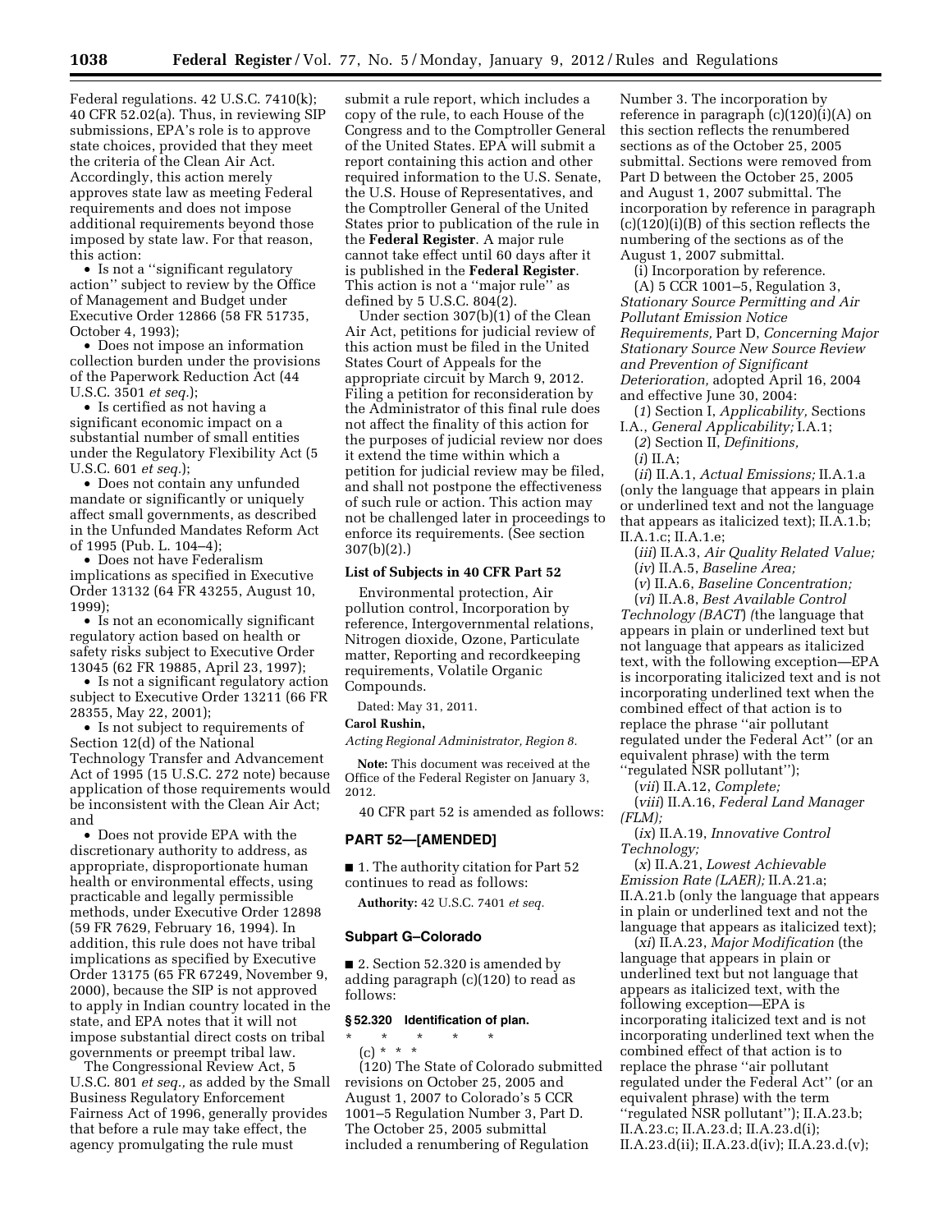Federal regulations. 42 U.S.C. 7410(k); 40 CFR 52.02(a). Thus, in reviewing SIP submissions, EPA's role is to approve state choices, provided that they meet the criteria of the Clean Air Act. Accordingly, this action merely approves state law as meeting Federal requirements and does not impose additional requirements beyond those imposed by state law. For that reason, this action:

- Is not a ''significant regulatory action'' subject to review by the Office of Management and Budget under Executive Order 12866 (58 FR 51735, October 4, 1993);
- Does not impose an information collection burden under the provisions of the Paperwork Reduction Act (44 U.S.C. 3501 *et seq.*);
- Is certified as not having a significant economic impact on a substantial number of small entities under the Regulatory Flexibility Act (5 U.S.C. 601 *et seq.*);
- Does not contain any unfunded mandate or significantly or uniquely affect small governments, as described in the Unfunded Mandates Reform Act of 1995 (Pub. L. 104–4);
- Does not have Federalism implications as specified in Executive Order 13132 (64 FR 43255, August 10, 1999);
- Is not an economically significant regulatory action based on health or safety risks subject to Executive Order 13045 (62 FR 19885, April 23, 1997);
- Is not a significant regulatory action subject to Executive Order 13211 (66 FR 28355, May 22, 2001);
- Is not subject to requirements of Section 12(d) of the National Technology Transfer and Advancement Act of 1995 (15 U.S.C. 272 note) because application of those requirements would be inconsistent with the Clean Air Act; and
- Does not provide EPA with the discretionary authority to address, as appropriate, disproportionate human health or environmental effects, using practicable and legally permissible methods, under Executive Order 12898 (59 FR 7629, February 16, 1994). In addition, this rule does not have tribal implications as specified by Executive Order 13175 (65 FR 67249, November 9, 2000), because the SIP is not approved to apply in Indian country located in the state, and EPA notes that it will not impose substantial direct costs on tribal governments or preempt tribal law.

The Congressional Review Act, 5 U.S.C. 801 *et seq.,* as added by the Small Business Regulatory Enforcement Fairness Act of 1996, generally provides that before a rule may take effect, the agency promulgating the rule must submit a rule report, which includes a copy of the rule, to each House of the Congress and to the Comptroller General of the United States. EPA will submit a report containing this action and other required information to the U.S. Senate, the U.S. House of Representatives, and the Comptroller General of the United States prior to publication of the rule in the **Federal Register**. A major rule cannot take effect until 60 days after it is published in the **Federal Register**. This action is not a ''major rule'' as defined by 5 U.S.C. 804(2).

Under section 307(b)(1) of the Clean Air Act, petitions for judicial review of this action must be filed in the United States Court of Appeals for the appropriate circuit by March 9, 2012. Filing a petition for reconsideration by the Administrator of this final rule does not affect the finality of this action for the purposes of judicial review nor does it extend the time within which a petition for judicial review may be filed, and shall not postpone the effectiveness of such rule or action. This action may not be challenged later in proceedings to enforce its requirements. (See section 307(b)(2).)

### List of Subjects in 40 CFR Part 52

Environmental protection, Air pollution control, Incorporation by reference, Intergovernmental relations, Nitrogen dioxide, Ozone, Particulate matter, Reporting and recordkeeping requirements, Volatile Organic Compounds.

Dated: May 31, 2011.

**Carol Rushin,**

*Acting Regional Administrator, Region 8.*

**Note:** This document was received at the Office of the Federal Register on January 3, 2012.

40 CFR part 52 is amended as follows:

## PART 52—[AMENDED]

■ 1. The authority citation for Part 52 continues to read as follows:

**Authority:** 42 U.S.C. 7401 *et seq.*

### Subpart G–Colorado

■ 2. Section 52.320 is amended by adding paragraph (c)(120) to read as follows:

#### § 52.320 Identification of plan.

\* \* \* \* \*

(c) \* \* \*

(120) The State of Colorado submitted revisions on October 25, 2005 and August 1, 2007 to Colorado's 5 CCR 1001–5 Regulation Number 3, Part D. The October 25, 2005 submittal included a renumbering of Regulation Number 3. The incorporation by reference in paragraph (c)(120)(i)(A) on this section reflects the renumbered sections as of the October 25, 2005 submittal. Sections were removed from Part D between the October 25, 2005 and August 1, 2007 submittal. The incorporation by reference in paragraph (c)(120)(i)(B) of this section reflects the numbering of the sections as of the August 1, 2007 submittal.

(i) Incorporation by reference.

(A) 5 CCR 1001–5, Regulation 3, *Stationary Source Permitting and Air Pollutant Emission Notice Requirements,* Part D, *Concerning Major Stationary Source New Source Review and Prevention of Significant Deterioration,* adopted April 16, 2004 and effective June 30, 2004:

(*1*) Section I, *Applicability,* Sections I.A., *General Applicability;* I.A.1;

(*2*) Section II, *Definitions,*

(*i*) II.A;

(*ii*) II.A.1, *Actual Emissions;* II.A.1.a (only the language that appears in plain or underlined text and not the language that appears as italicized text); II.A.1.b; II.A.1.c; II.A.1.e;

(*iii*) II.A.3, *Air Quality Related Value;*

(*iv*) II.A.5, *Baseline Area;*

(*v*) II.A.6, *Baseline Concentration;*

(*vi*) II.A.8, *Best Available Control Technology (BACT*) *(*the language that appears in plain or underlined text but not language that appears as italicized text, with the following exception—EPA is incorporating italicized text and is not incorporating underlined text when the combined effect of that action is to replace the phrase ''air pollutant regulated under the Federal Act'' (or an equivalent phrase) with the term ''regulated NSR pollutant'');

(*vii*) II.A.12, *Complete;*

(*viii*) II.A.16, *Federal Land Manager (FLM);*

(*ix*) II.A.19, *Innovative Control Technology;*

(*x*) II.A.21, *Lowest Achievable Emission Rate (LAER);* II.A.21.a; II.A.21.b (only the language that appears in plain or underlined text and not the language that appears as italicized text);

(*xi*) II.A.23, *Major Modification* (the language that appears in plain or underlined text but not language that appears as italicized text, with the following exception—EPA is incorporating italicized text and is not incorporating underlined text when the combined effect of that action is to replace the phrase ''air pollutant regulated under the Federal Act'' (or an equivalent phrase) with the term ''regulated NSR pollutant''); II.A.23.b; II.A.23.c; II.A.23.d; II.A.23.d(i); II.A.23.d(ii); II.A.23.d(iv); II.A.23.d.(v);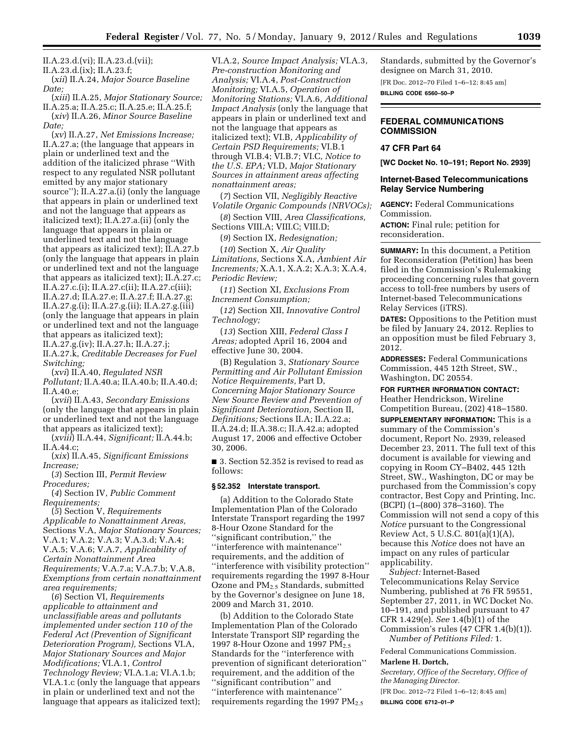II.A.23.d.(vi); II.A.23.d.(vii); II.A.23.d.(ix); II.A.23.f;

(*xii*) II.A.24, *Major Source Baseline Date;*

(*xiii*) II.A.25, *Major Stationary Source;* II.A.25.a; II.A.25.c; II.A.25.e; II.A.25.f;

(*xiv*) II.A.26, *Minor Source Baseline Date;*

(*xv*) II.A.27, *Net Emissions Increase;* II.A.27.a; (the language that appears in plain or underlined text and the addition of the italicized phrase ''With respect to any regulated NSR pollutant emitted by any major stationary source''); II.A.27.a.(i) (only the language that appears in plain or underlined text and not the language that appears as italicized text); II.A.27.a.(ii) (only the language that appears in plain or underlined text and not the language that appears as italicized text); II.A.27.b (only the language that appears in plain or underlined text and not the language that appears as italicized text); II.A.27.c; II.A.27.c.(i); II.A.27.c(ii); II.A.27.c(iii); II.A.27.d; II.A.27.e; II.A.27.f; II.A.27.g; II.A.27.g.(i); II.A.27.g.(ii); II.A.27.g.(iii) (only the language that appears in plain or underlined text and not the language that appears as italicized text); II.A.27.g.(iv); II.A.27.h; II.A.27.j; II.A.27.k, *Creditable Decreases for Fuel Switching;*

(*xvi*) II.A.40, *Regulated NSR Pollutant;* II.A.40.a; II.A.40.b; II.A.40.d; II.A.40.e;

(*xvii*) II.A.43, *Secondary Emissions* (only the language that appears in plain or underlined text and not the language that appears as italicized text);

(*xviii*) II.A.44, *Significant;* II.A.44.b; II.A.44.c;

(*xix*) II.A.45, *Significant Emissions Increase;*

(*3*) Section III, *Permit Review Procedures;*

(*4*) Section IV, *Public Comment Requirements;*

(*5*) Section V, *Requirements Applicable to Nonattainment Areas,* Sections V.A, *Major Stationary Sources;* V.A.1; V.A.2; V.A.3; V.A.3.d; V.A.4; V.A.5; V.A.6; V.A.7, *Applicability of Certain Nonattainment Area Requirements;* V.A.7.a; V.A.7.b; V.A.8, *Exemptions from certain nonattainment area requirements;*

(*6*) Section VI, *Requirements applicable to attainment and unclassifiable areas and pollutants implemented under section 110 of the Federal Act (Prevention of Significant Deterioration Program),* Sections VI.A, *Major Stationary Sources and Major Modifications;* VI.A.1, *Control Technology Review;* VI.A.1.a; VI.A.1.b; VI.A.1.c (only the language that appears in plain or underlined text and not the language that appears as italicized text); VI.A.2, *Source Impact Analysis;* VI.A.3, *Pre-construction Monitoring and Analysis;* VI.A.4, *Post-Construction Monitoring;* VI.A.5, *Operation of Monitoring Stations;* VI.A.6, *Additional Impact Analysis* (only the language that appears in plain or underlined text and not the language that appears as italicized text); VI.B, *Applicability of Certain PSD Requirements;* VI.B.1 through VI.B.4; VI.B.7; VI.C, *Notice to the U.S. EPA;* VI.D, *Major Stationary Sources in attainment areas affecting nonattainment areas;*

(*7*) Section VII, *Negligibly Reactive Volatile Organic Compounds (NRVOCs);*

(*8*) Section VIII, *Area Classifications,* Sections VIII.A; VIII.C; VIII.D;

(*9*) Section IX, *Redesignation;*

(*10*) Section X, *Air Quality Limitations,* Sections X.A, *Ambient Air Increments;* X.A.1, X.A.2; X.A.3; X.A.4, *Periodic Review;*

(*11*) Section XI, *Exclusions From Increment Consumption;*

(*12*) Section XII, *Innovative Control Technology;*

(*13*) Section XIII, *Federal Class I Areas;* adopted April 16, 2004 and effective June 30, 2004.

(B) Regulation 3, *Stationary Source Permitting and Air Pollutant Emission Notice Requirements,* Part D, *Concerning Major Stationary Source New Source Review and Prevention of Significant Deterioration,* Section II, *Definitions;* Sections II.A; II.A.22.a; II.A.24.d; II.A.38.c; II.A.42.a; adopted August 17, 2006 and effective October 30, 2006.

■ 3. Section 52.352 is revised to read as follows:

**§ 52.352 Interstate transport.**

(a) Addition to the Colorado State Implementation Plan of the Colorado Interstate Transport regarding the 1997 8-Hour Ozone Standard for the ''significant contribution,'' the ''interference with maintenance'' requirements, and the addition of ''interference with visibility protection'' requirements regarding the 1997 8-Hour Ozone and $PM_{2.5}$ Standards, submitted by the Governor's designee on June 18, 2009 and March 31, 2010.

(b) Addition to the Colorado State Implementation Plan of the Colorado Interstate Transport SIP regarding the 1997 8-Hour Ozone and 1997 $PM_{2.5}$ Standards for the ''interference with prevention of significant deterioration'' requirement, and the addition of the ''significant contribution'' and ''interference with maintenance'' requirements regarding the 1997 $PM_{2.5}$ Standards, submitted by the Governor's designee on March 31, 2010.

[FR Doc. 2012–70 Filed 1–6–12; 8:45 am]

**BILLING CODE 6560–50–P**

## FEDERAL COMMUNICATIONS COMMISSION

### 47 CFR Part 64

**[WC Docket No. 10–191; Report No. 2939]**

### Internet-Based Telecommunications Relay Service Numbering

**AGENCY:** Federal Communications Commission.

**ACTION:** Final rule; petition for reconsideration.

**SUMMARY:** In this document, a Petition for Reconsideration (Petition) has been filed in the Commission's Rulemaking proceeding concerning rules that govern access to toll-free numbers by users of Internet-based Telecommunications Relay Services (iTRS).

**DATES:** Oppositions to the Petition must be filed by January 24, 2012. Replies to an opposition must be filed February 3, 2012.

**ADDRESSES:** Federal Communications Commission, 445 12th Street, SW., Washington, DC 20554.

**FOR FURTHER INFORMATION CONTACT:** Heather Hendrickson, Wireline Competition Bureau, (202) 418–1580.

**SUPPLEMENTARY INFORMATION:** This is a summary of the Commission's document, Report No. 2939, released December 23, 2011. The full text of this document is available for viewing and copying in Room CY–B402, 445 12th Street, SW., Washington, DC or may be purchased from the Commission's copy contractor, Best Copy and Printing, Inc. (BCPI) (1–(800) 378–3160). The Commission will not send a copy of this *Notice* pursuant to the Congressional Review Act, 5 U.S.C. 801(a)(1)(A), because this *Notice* does not have an impact on any rules of particular applicability.

*Subject:* Internet-Based Telecommunications Relay Service Numbering, published at 76 FR 59551, September 27, 2011, in WC Docket No. 10–191, and published pursuant to 47 CFR 1.429(e). *See* 1.4(b)(1) of the Commission's rules (47 CFR 1.4(b)(1)).

*Number of Petitions Filed:* 1.

Federal Communications Commission.

**Marlene H. Dortch,**

*Secretary, Office of the Secretary, Office of the Managing Director.*

[FR Doc. 2012–72 Filed 1–6–12; 8:45 am]

**BILLING CODE 6712–01–P**